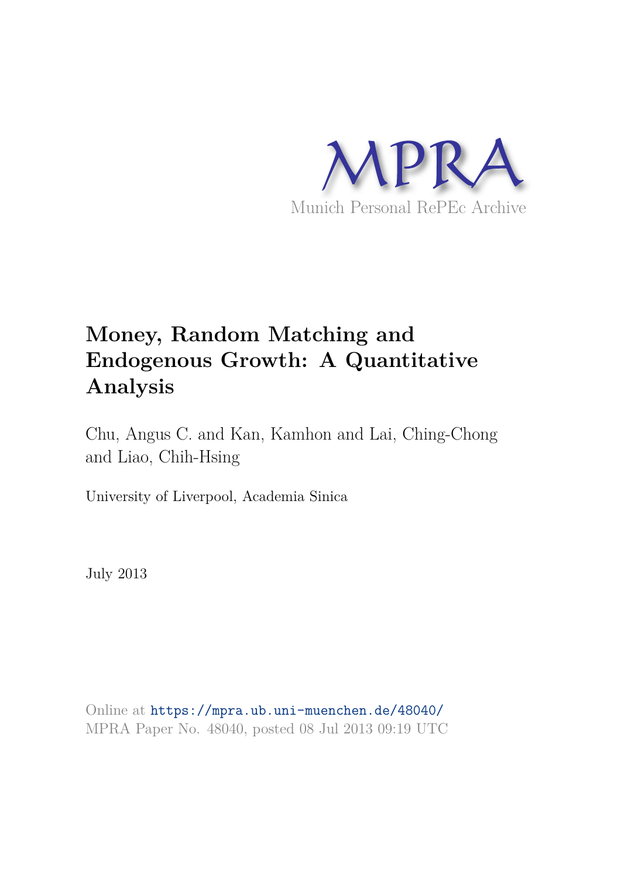MPRA

Munich Personal RePEc Archive

# Money, Random Matching and Endogenous Growth: A Quantitative Analysis

Chu, Angus C. and Kan, Kamhon and Lai, Ching-Chong and Liao, Chih-Hsing

University of Liverpool, Academia Sinica

July 2013

Online at https://mpra.ub.uni-muenchen.de/48040/
MPRA Paper No. 48040, posted 08 Jul 2013 09:19 UTC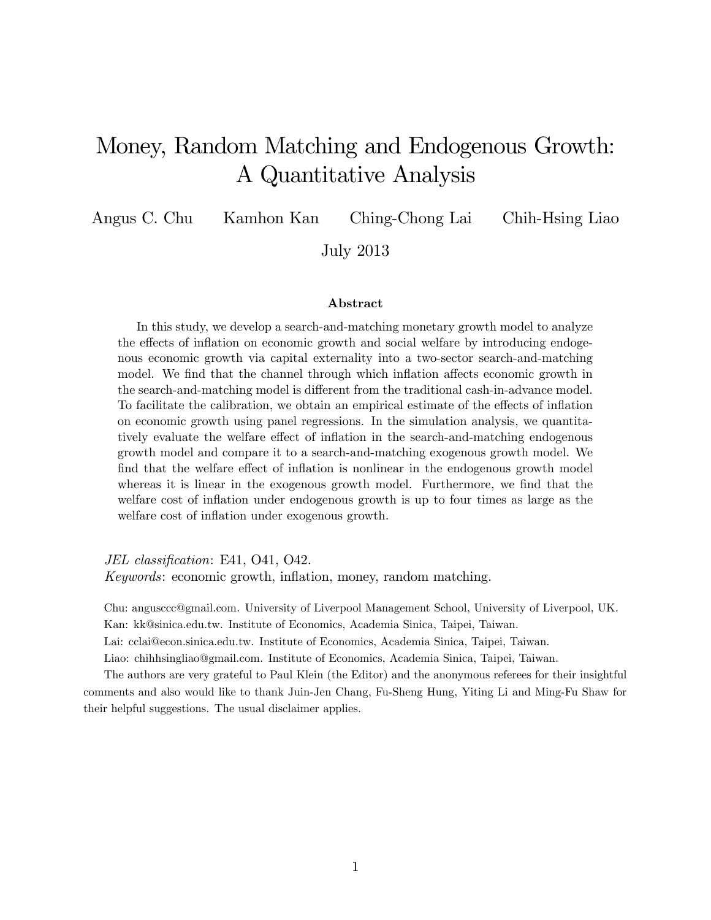# Money, Random Matching and Endogenous Growth: A Quantitative Analysis

Angus C. Chu    Kamhon Kan    Ching-Chong Lai    Chih-Hsing Liao

July 2013

### Abstract

In this study, we develop a search-and-matching monetary growth model to analyze the effects of inflation on economic growth and social welfare by introducing endogenous economic growth via capital externality into a two-sector search-and-matching model. We find that the channel through which inflation affects economic growth in the search-and-matching model is different from the traditional cash-in-advance model. To facilitate the calibration, we obtain an empirical estimate of the effects of inflation on economic growth using panel regressions. In the simulation analysis, we quantitatively evaluate the welfare effect of inflation in the search-and-matching endogenous growth model and compare it to a search-and-matching exogenous growth model. We find that the welfare effect of inflation is nonlinear in the endogenous growth model whereas it is linear in the exogenous growth model. Furthermore, we find that the welfare cost of inflation under endogenous growth is up to four times as large as the welfare cost of inflation under exogenous growth.

*JEL classification*: E41, O41, O42.
*Keywords*: economic growth, inflation, money, random matching.

Chu: anguscccc@gmail.com. University of Liverpool Management School, University of Liverpool, UK.
Kan: kk@sinica.edu.tw. Institute of Economics, Academia Sinica, Taipei, Taiwan.
Lai: cclai@econ.sinica.edu.tw. Institute of Economics, Academia Sinica, Taipei, Taiwan.
Liao: chihhsingliao@gmail.com. Institute of Economics, Academia Sinica, Taipei, Taiwan.
The authors are very grateful to Paul Klein (the Editor) and the anonymous referees for their insightful comments and also would like to thank Juin-Jen Chang, Fu-Sheng Hung, Yiting Li and Ming-Fu Shaw for their helpful suggestions. The usual disclaimer applies.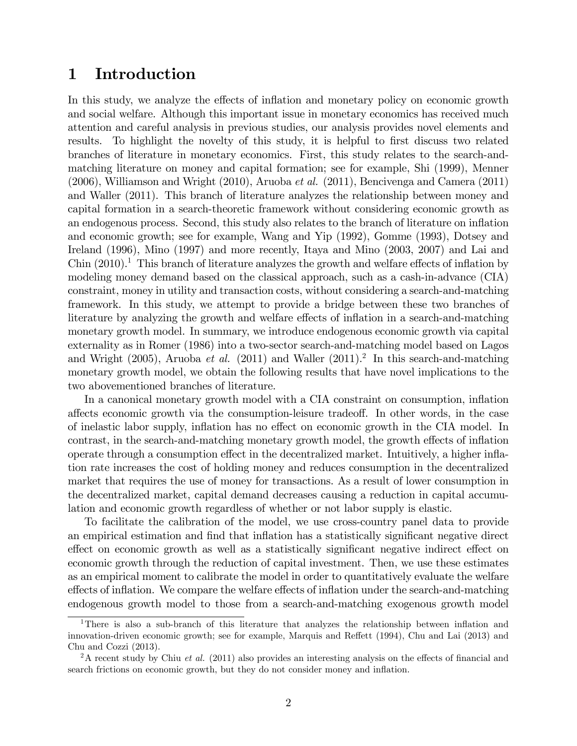# 1 Introduction

In this study, we analyze the effects of inflation and monetary policy on economic growth and social welfare. Although this important issue in monetary economics has received much attention and careful analysis in previous studies, our analysis provides novel elements and results. To highlight the novelty of this study, it is helpful to first discuss two related branches of literature in monetary economics. First, this study relates to the search-and-matching literature on money and capital formation; see for example, Shi (1999), Menner (2006), Williamson and Wright (2010), Aruoba *et al.* (2011), Bencivenga and Camera (2011) and Waller (2011). This branch of literature analyzes the relationship between money and capital formation in a search-theoretic framework without considering economic growth as an endogenous process. Second, this study also relates to the branch of literature on inflation and economic growth; see for example, Wang and Yip (1992), Gomme (1993), Dotsey and Ireland (1996), Mino (1997) and more recently, Itaya and Mino (2003, 2007) and Lai and Chin (2010).[1] This branch of literature analyzes the growth and welfare effects of inflation by modeling money demand based on the classical approach, such as a cash-in-advance (CIA) constraint, money in utility and transaction costs, without considering a search-and-matching framework. In this study, we attempt to provide a bridge between these two branches of literature by analyzing the growth and welfare effects of inflation in a search-and-matching monetary growth model. In summary, we introduce endogenous economic growth via capital externality as in Romer (1986) into a two-sector search-and-matching model based on Lagos and Wright (2005), Aruoba *et al.* (2011) and Waller (2011).[2] In this search-and-matching monetary growth model, we obtain the following results that have novel implications to the two abovementioned branches of literature.

In a canonical monetary growth model with a CIA constraint on consumption, inflation affects economic growth via the consumption-leisure tradeoff. In other words, in the case of inelastic labor supply, inflation has no effect on economic growth in the CIA model. In contrast, in the search-and-matching monetary growth model, the growth effects of inflation operate through a consumption effect in the decentralized market. Intuitively, a higher inflation rate increases the cost of holding money and reduces consumption in the decentralized market that requires the use of money for transactions. As a result of lower consumption in the decentralized market, capital demand decreases causing a reduction in capital accumulation and economic growth regardless of whether or not labor supply is elastic.

To facilitate the calibration of the model, we use cross-country panel data to provide an empirical estimation and find that inflation has a statistically significant negative direct effect on economic growth as well as a statistically significant negative indirect effect on economic growth through the reduction of capital investment. Then, we use these estimates as an empirical moment to calibrate the model in order to quantitatively evaluate the welfare effects of inflation. We compare the welfare effects of inflation under the search-and-matching endogenous growth model to those from a search-and-matching exogenous growth model

[1] There is also a sub-branch of this literature that analyzes the relationship between inflation and innovation-driven economic growth; see for example, Marquis and Reffett (1994), Chu and Lai (2013) and Chu and Cozzi (2013).

[2] A recent study by Chiu *et al.* (2011) also provides an interesting analysis on the effects of financial and search frictions on economic growth, but they do not consider money and inflation.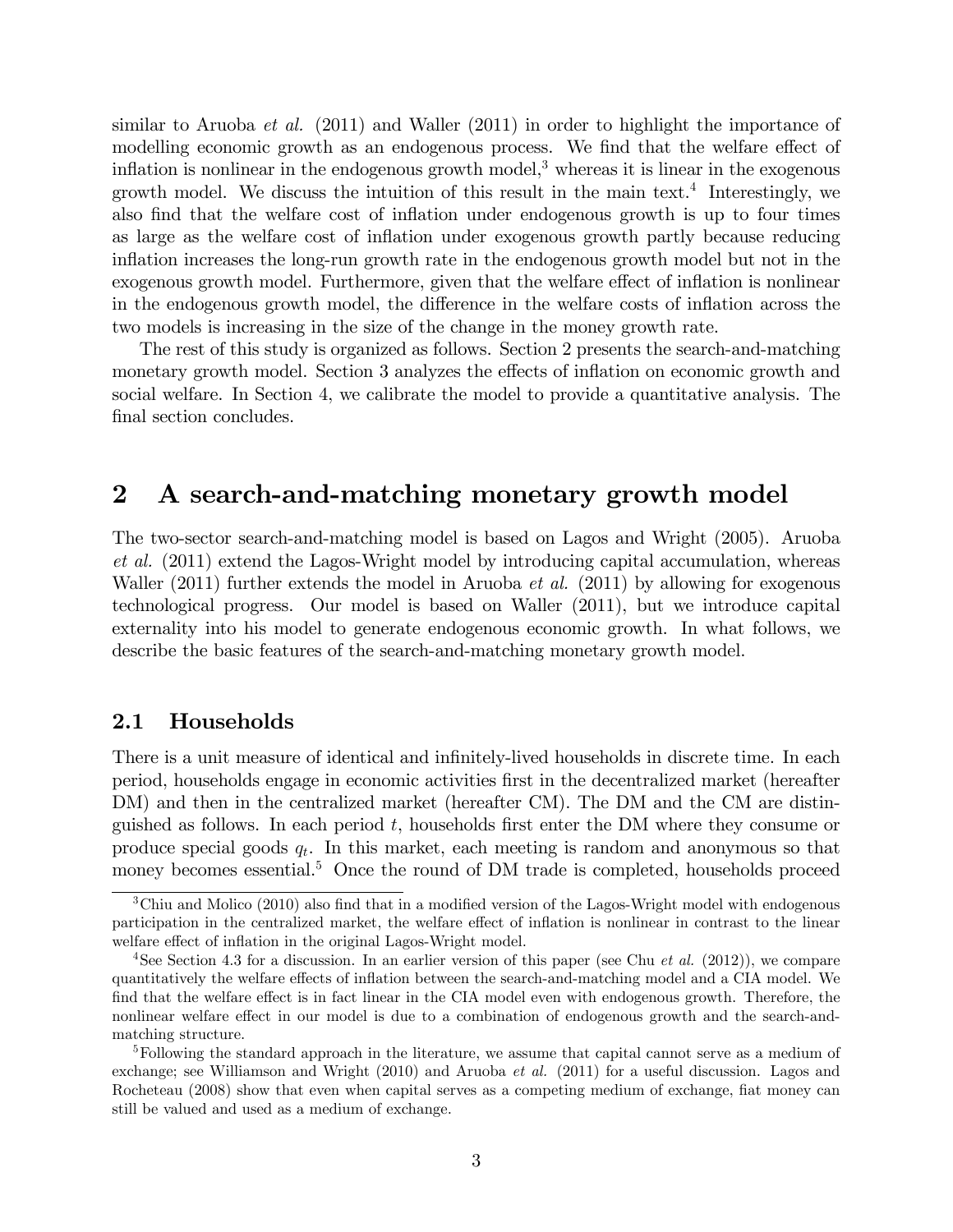similar to Aruoba *et al.* (2011) and Waller (2011) in order to highlight the importance of modelling economic growth as an endogenous process. We find that the welfare effect of inflation is nonlinear in the endogenous growth model,[3] whereas it is linear in the exogenous growth model. We discuss the intuition of this result in the main text.[4] Interestingly, we also find that the welfare cost of inflation under endogenous growth is up to four times as large as the welfare cost of inflation under exogenous growth partly because reducing inflation increases the long-run growth rate in the endogenous growth model but not in the exogenous growth model. Furthermore, given that the welfare effect of inflation is nonlinear in the endogenous growth model, the difference in the welfare costs of inflation across the two models is increasing in the size of the change in the money growth rate.

The rest of this study is organized as follows. Section 2 presents the search-and-matching monetary growth model. Section 3 analyzes the effects of inflation on economic growth and social welfare. In Section 4, we calibrate the model to provide a quantitative analysis. The final section concludes.

# 2 A search-and-matching monetary growth model

The two-sector search-and-matching model is based on Lagos and Wright (2005). Aruoba *et al.* (2011) extend the Lagos-Wright model by introducing capital accumulation, whereas Waller (2011) further extends the model in Aruoba *et al.* (2011) by allowing for exogenous technological progress. Our model is based on Waller (2011), but we introduce capital externality into his model to generate endogenous economic growth. In what follows, we describe the basic features of the search-and-matching monetary growth model.

## 2.1 Households

There is a unit measure of identical and infinitely-lived households in discrete time. In each period, households engage in economic activities first in the decentralized market (hereafter DM) and then in the centralized market (hereafter CM). The DM and the CM are distinguished as follows. In each period $t$, households first enter the DM where they consume or produce special goods $q_t$. In this market, each meeting is random and anonymous so that money becomes essential.[5] Once the round of DM trade is completed, households proceed

[3] Chiu and Molico (2010) also find that in a modified version of the Lagos-Wright model with endogenous participation in the centralized market, the welfare effect of inflation is nonlinear in contrast to the linear welfare effect of inflation in the original Lagos-Wright model.

[4] See Section 4.3 for a discussion. In an earlier version of this paper (see Chu *et al.* (2012)), we compare quantitatively the welfare effects of inflation between the search-and-matching model and a CIA model. We find that the welfare effect is in fact linear in the CIA model even with endogenous growth. Therefore, the nonlinear welfare effect in our model is due to a combination of endogenous growth and the search-and-matching structure.

[5] Following the standard approach in the literature, we assume that capital cannot serve as a medium of exchange; see Williamson and Wright (2010) and Aruoba *et al.* (2011) for a useful discussion. Lagos and Rocheteau (2008) show that even when capital serves as a competing medium of exchange, fiat money can still be valued and used as a medium of exchange.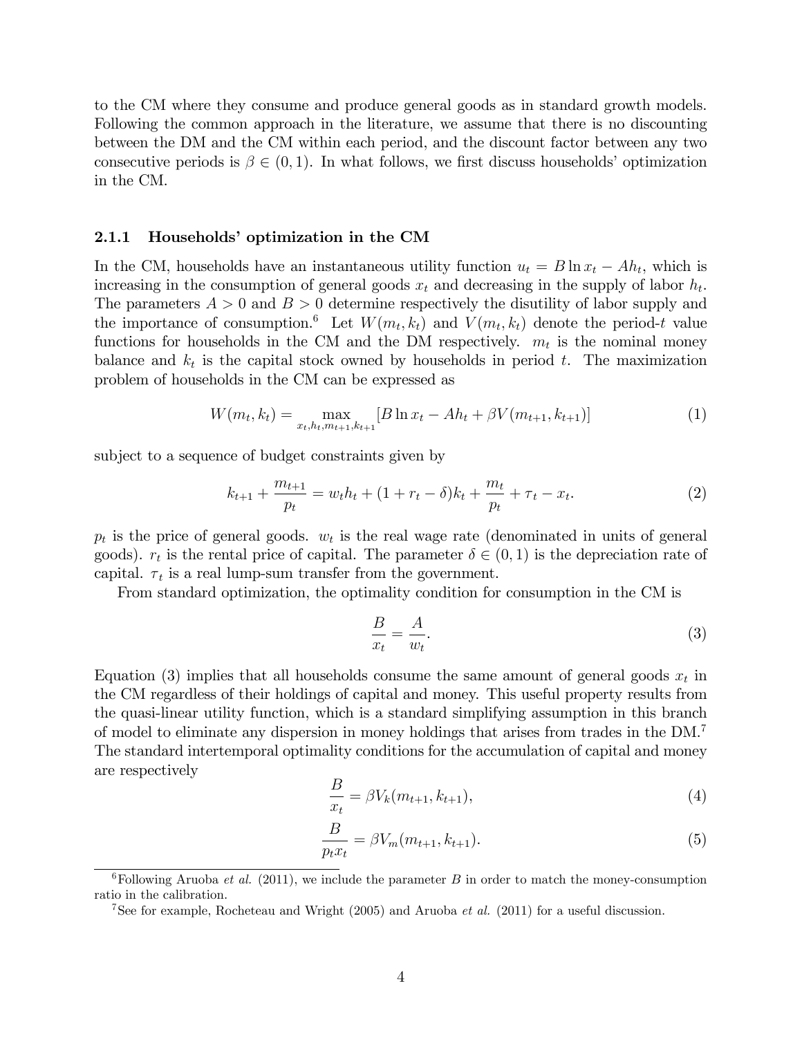to the CM where they consume and produce general goods as in standard growth models. Following the common approach in the literature, we assume that there is no discounting between the DM and the CM within each period, and the discount factor between any two consecutive periods is $\beta \in (0, 1)$. In what follows, we first discuss households' optimization in the CM.

### 2.1.1 Households' optimization in the CM

In the CM, households have an instantaneous utility function $u_t = B \ln x_t - Ah_t$, which is increasing in the consumption of general goods $x_t$ and decreasing in the supply of labor $h_t$. The parameters $A > 0$ and $B > 0$ determine respectively the disutility of labor supply and the importance of consumption.[6] Let $W(m_t, k_t)$ and $V(m_t, k_t)$ denote the period-$t$ value functions for households in the CM and the DM respectively. $m_t$ is the nominal money balance and $k_t$ is the capital stock owned by households in period $t$. The maximization problem of households in the CM can be expressed as

$$W(m_t, k_t) = \max_{x_t, h_t, m_{t+1}, k_{t+1}} [B \ln x_t - Ah_t + \beta V(m_{t+1}, k_{t+1})] \tag{1}$$

subject to a sequence of budget constraints given by

$$k_{t+1} + \frac{m_{t+1}}{p_t} = w_t h_t + (1 + r_t - \delta)k_t + \frac{m_t}{p_t} + \tau_t - x_t. \tag{2}$$

$p_t$ is the price of general goods. $w_t$ is the real wage rate (denominated in units of general goods). $r_t$ is the rental price of capital. The parameter $\delta \in (0, 1)$ is the depreciation rate of capital. $\tau_t$ is a real lump-sum transfer from the government.

From standard optimization, the optimality condition for consumption in the CM is

$$\frac{B}{x_t} = \frac{A}{w_t}. \tag{3}$$

Equation (3) implies that all households consume the same amount of general goods $x_t$ in the CM regardless of their holdings of capital and money. This useful property results from the quasi-linear utility function, which is a standard simplifying assumption in this branch of model to eliminate any dispersion in money holdings that arises from trades in the DM.[7] The standard intertemporal optimality conditions for the accumulation of capital and money are respectively

$$\frac{B}{x_t} = \beta V_k(m_{t+1}, k_{t+1}), \tag{4}$$

$$\frac{B}{p_t x_t} = \beta V_m(m_{t+1}, k_{t+1}). \tag{5}$$

[6] Following Aruoba *et al.* (2011), we include the parameter $B$ in order to match the money-consumption ratio in the calibration.

[7] See for example, Rocheteau and Wright (2005) and Aruoba *et al.* (2011) for a useful discussion.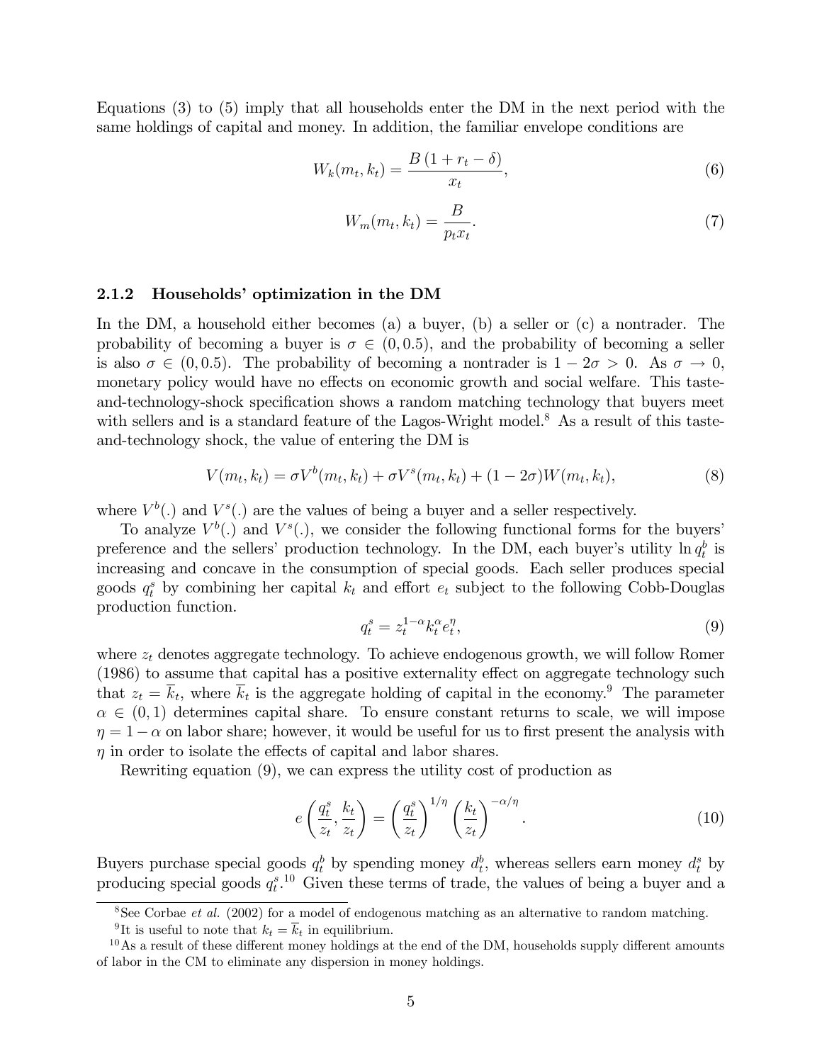Equations (3) to (5) imply that all households enter the DM in the next period with the same holdings of capital and money. In addition, the familiar envelope conditions are

$$W_k(m_t, k_t) = \frac{B(1 + r_t - \delta)}{x_t}, \tag{6}$$

$$W_m(m_t, k_t) = \frac{B}{p_t x_t}. \tag{7}$$

### 2.1.2 Households' optimization in the DM

In the DM, a household either becomes (a) a buyer, (b) a seller or (c) a nontrader. The probability of becoming a buyer is $\sigma \in (0, 0.5)$, and the probability of becoming a seller is also $\sigma \in (0, 0.5)$. The probability of becoming a nontrader is $1 - 2\sigma > 0$. As $\sigma \to 0$, monetary policy would have no effects on economic growth and social welfare. This taste-and-technology-shock specification shows a random matching technology that buyers meet with sellers and is a standard feature of the Lagos-Wright model.[8] As a result of this taste-and-technology shock, the value of entering the DM is

$$V(m_t, k_t) = \sigma V^b(m_t, k_t) + \sigma V^s(m_t, k_t) + (1 - 2\sigma)W(m_t, k_t), \tag{8}$$

where $V^b(.)$ and $V^s(.)$ are the values of being a buyer and a seller respectively.

To analyze $V^b(.)$ and $V^s(.)$, we consider the following functional forms for the buyers' preference and the sellers' production technology. In the DM, each buyer's utility $\ln q_t^b$ is increasing and concave in the consumption of special goods. Each seller produces special goods $q_t^s$ by combining her capital $k_t$ and effort $e_t$ subject to the following Cobb-Douglas production function.

$$q_t^s = z_t^{1-\alpha} k_t^{\alpha} e_t^{\eta}, \tag{9}$$

where $z_t$ denotes aggregate technology. To achieve endogenous growth, we will follow Romer (1986) to assume that capital has a positive externality effect on aggregate technology such that $z_t = \overline{k}_t$, where $\overline{k}_t$ is the aggregate holding of capital in the economy.[9] The parameter $\alpha \in (0, 1)$ determines capital share. To ensure constant returns to scale, we will impose $\eta = 1 - \alpha$ on labor share; however, it would be useful for us to first present the analysis with $\eta$ in order to isolate the effects of capital and labor shares.

Rewriting equation (9), we can express the utility cost of production as

$$e\left(\frac{q_t^s}{z_t}, \frac{k_t}{z_t}\right) = \left(\frac{q_t^s}{z_t}\right)^{1/\eta} \left(\frac{k_t}{z_t}\right)^{-\alpha/\eta}. \tag{10}$$

Buyers purchase special goods $q_t^b$ by spending money $d_t^b$, whereas sellers earn money $d_t^s$ by producing special goods $q_t^s$.[10] Given these terms of trade, the values of being a buyer and a

---

[8] See Corbae *et al.* (2002) for a model of endogenous matching as an alternative to random matching.

[9] It is useful to note that $k_t = \overline{k}_t$ in equilibrium.

[10] As a result of these different money holdings at the end of the DM, households supply different amounts of labor in the CM to eliminate any dispersion in money holdings.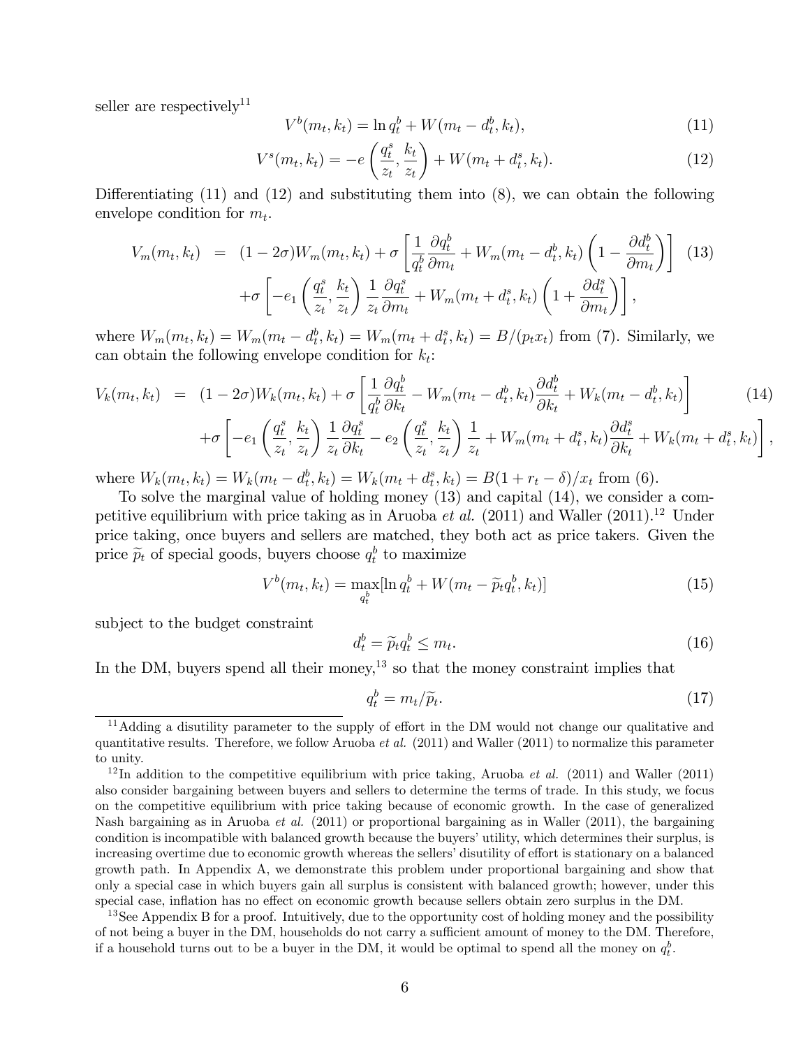seller are respectively[11]

$$V^b(m_t, k_t) = \ln q_t^b + W(m_t - d_t^b, k_t), \tag{11}$$

$$V^s(m_t, k_t) = -e\left(\frac{q_t^s}{z_t}, \frac{k_t}{z_t}\right) + W(m_t + d_t^s, k_t). \tag{12}$$

Differentiating (11) and (12) and substituting them into (8), we can obtain the following envelope condition for $m_t$.

$$\begin{aligned} V_m(m_t, k_t) &= (1-2\sigma)W_m(m_t, k_t) + \sigma\left[\frac{1}{q_t^b}\frac{\partial q_t^b}{\partial m_t} + W_m(m_t - d_t^b, k_t)\left(1 - \frac{\partial d_t^b}{\partial m_t}\right)\right] \\ &\quad + \sigma\left[-e_1\left(\frac{q_t^s}{z_t}, \frac{k_t}{z_t}\right)\frac{1}{z_t}\frac{\partial q_t^s}{\partial m_t} + W_m(m_t + d_t^s, k_t)\left(1 + \frac{\partial d_t^s}{\partial m_t}\right)\right], \end{aligned} \tag{13}$$

where $W_m(m_t, k_t) = W_m(m_t - d_t^b, k_t) = W_m(m_t + d_t^s, k_t) = B/(p_t x_t)$ from (7). Similarly, we can obtain the following envelope condition for $k_t$:

$$\begin{aligned} V_k(m_t, k_t) &= (1-2\sigma)W_k(m_t, k_t) + \sigma\left[\frac{1}{q_t^b}\frac{\partial q_t^b}{\partial k_t} - W_m(m_t - d_t^b, k_t)\frac{\partial d_t^b}{\partial k_t} + W_k(m_t - d_t^b, k_t)\right] \\ &\quad + \sigma\left[-e_1\left(\frac{q_t^s}{z_t}, \frac{k_t}{z_t}\right)\frac{1}{z_t}\frac{\partial q_t^s}{\partial k_t} - e_2\left(\frac{q_t^s}{z_t}, \frac{k_t}{z_t}\right)\frac{1}{z_t} + W_m(m_t + d_t^s, k_t)\frac{\partial d_t^s}{\partial k_t} + W_k(m_t + d_t^s, k_t)\right], \end{aligned} \tag{14}$$

where $W_k(m_t, k_t) = W_k(m_t - d_t^b, k_t) = W_k(m_t + d_t^s, k_t) = B(1 + r_t - \delta)/x_t$ from (6).

To solve the marginal value of holding money (13) and capital (14), we consider a competitive equilibrium with price taking as in Aruoba *et al.* (2011) and Waller (2011).[12] Under price taking, once buyers and sellers are matched, they both act as price takers. Given the price $\widetilde{p}_t$ of special goods, buyers choose $q_t^b$ to maximize

$$V^b(m_t, k_t) = \max_{q_t^b}[\ln q_t^b + W(m_t - \widetilde{p}_t q_t^b, k_t)] \tag{15}$$

subject to the budget constraint

$$d_t^b = \widetilde{p}_t q_t^b \leq m_t. \tag{16}$$

In the DM, buyers spend all their money,[13] so that the money constraint implies that

$$q_t^b = m_t/\widetilde{p}_t. \tag{17}$$

[11] Adding a disutility parameter to the supply of effort in the DM would not change our qualitative and quantitative results. Therefore, we follow Aruoba *et al.* (2011) and Waller (2011) to normalize this parameter to unity.

[12] In addition to the competitive equilibrium with price taking, Aruoba *et al.* (2011) and Waller (2011) also consider bargaining between buyers and sellers to determine the terms of trade. In this study, we focus on the competitive equilibrium with price taking because of economic growth. In the case of generalized Nash bargaining as in Aruoba *et al.* (2011) or proportional bargaining as in Waller (2011), the bargaining condition is incompatible with balanced growth because the buyers' utility, which determines their surplus, is increasing overtime due to economic growth whereas the sellers' disutility of effort is stationary on a balanced growth path. In Appendix A, we demonstrate this problem under proportional bargaining and show that only a special case in which buyers gain all surplus is consistent with balanced growth; however, under this special case, inflation has no effect on economic growth because sellers obtain zero surplus in the DM.

[13] See Appendix B for a proof. Intuitively, due to the opportunity cost of holding money and the possibility of not being a buyer in the DM, households do not carry a sufficient amount of money to the DM. Therefore, if a household turns out to be a buyer in the DM, it would be optimal to spend all the money on $q_t^b$.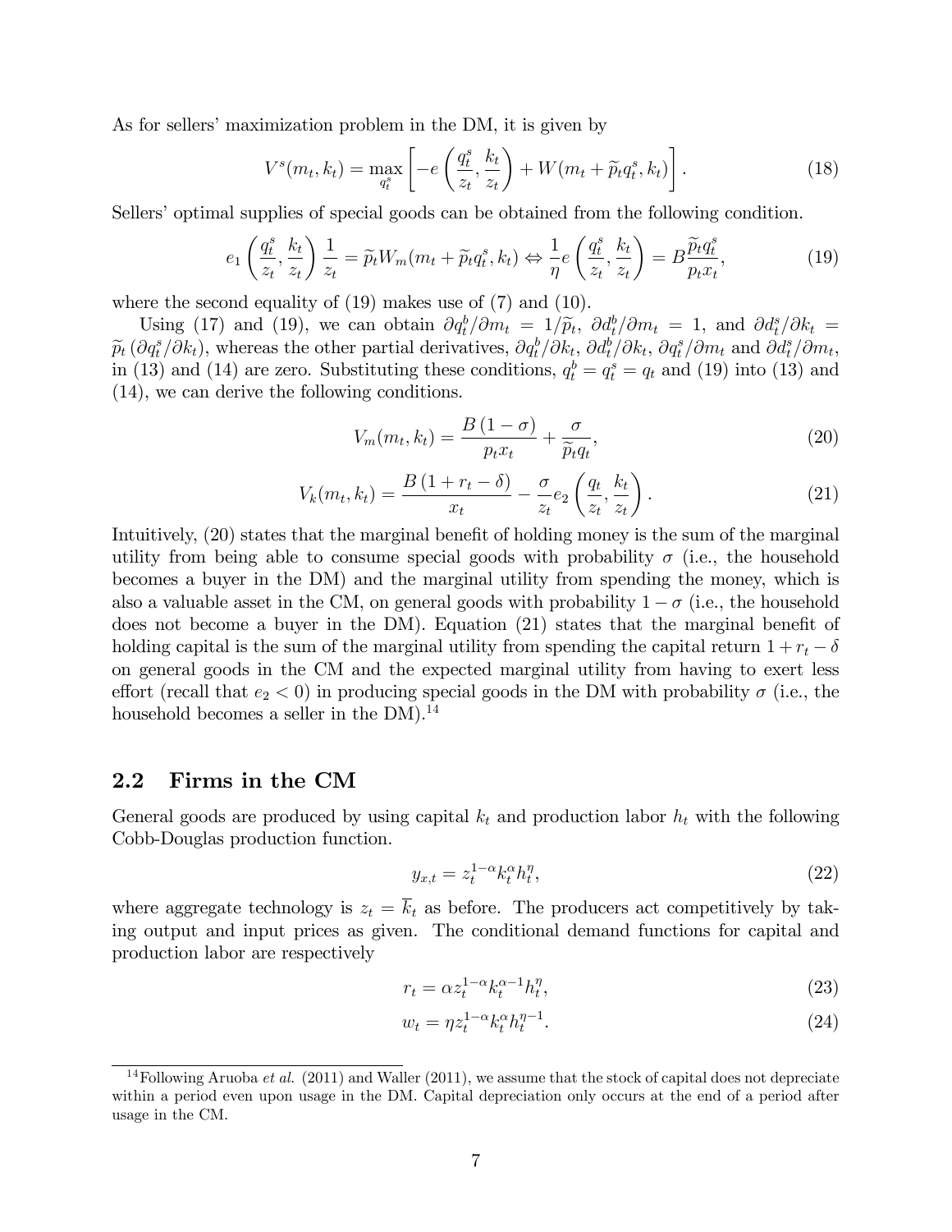As for sellers' maximization problem in the DM, it is given by

$$V^s(m_t, k_t) = \max_{q_t^s} \left[ -e\left(\frac{q_t^s}{z_t}, \frac{k_t}{z_t}\right) + W(m_t + \widetilde{p}_t q_t^s, k_t) \right]. \tag{18}$$

Sellers' optimal supplies of special goods can be obtained from the following condition.

$$e_1\left(\frac{q_t^s}{z_t}, \frac{k_t}{z_t}\right)\frac{1}{z_t} = \widetilde{p}_t W_m(m_t + \widetilde{p}_t q_t^s, k_t) \Leftrightarrow \frac{1}{\eta} e\left(\frac{q_t^s}{z_t}, \frac{k_t}{z_t}\right) = B\frac{\widetilde{p}_t q_t^s}{p_t x_t}, \tag{19}$$

where the second equality of (19) makes use of (7) and (10).

Using (17) and (19), we can obtain $\partial q_t^b/\partial m_t = 1/\widetilde{p}_t$, $\partial d_t^b/\partial m_t = 1$, and $\partial d_t^s/\partial k_t = \widetilde{p}_t\left(\partial q_t^s/\partial k_t\right)$, whereas the other partial derivatives, $\partial q_t^b/\partial k_t$, $\partial d_t^b/\partial k_t$, $\partial q_t^s/\partial m_t$ and $\partial d_t^s/\partial m_t$, in (13) and (14) are zero. Substituting these conditions, $q_t^b = q_t^s = q_t$ and (19) into (13) and (14), we can derive the following conditions.

$$V_m(m_t, k_t) = \frac{B(1-\sigma)}{p_t x_t} + \frac{\sigma}{\widetilde{p}_t q_t}, \tag{20}$$

$$V_k(m_t, k_t) = \frac{B(1 + r_t - \delta)}{x_t} - \frac{\sigma}{z_t} e_2\left(\frac{q_t}{z_t}, \frac{k_t}{z_t}\right). \tag{21}$$

Intuitively, (20) states that the marginal benefit of holding money is the sum of the marginal utility from being able to consume special goods with probability $\sigma$ (i.e., the household becomes a buyer in the DM) and the marginal utility from spending the money, which is also a valuable asset in the CM, on general goods with probability $1-\sigma$ (i.e., the household does not become a buyer in the DM). Equation (21) states that the marginal benefit of holding capital is the sum of the marginal utility from spending the capital return $1 + r_t - \delta$ on general goods in the CM and the expected marginal utility from having to exert less effort (recall that $e_2 < 0$) in producing special goods in the DM with probability $\sigma$ (i.e., the household becomes a seller in the DM).[14]

## 2.2 Firms in the CM

General goods are produced by using capital $k_t$ and production labor $h_t$ with the following Cobb-Douglas production function.

$$y_{x,t} = z_t^{1-\alpha} k_t^{\alpha} h_t^{\eta}, \tag{22}$$

where aggregate technology is $z_t = \overline{k}_t$ as before. The producers act competitively by taking output and input prices as given. The conditional demand functions for capital and production labor are respectively

$$r_t = \alpha z_t^{1-\alpha} k_t^{\alpha-1} h_t^{\eta}, \tag{23}$$

$$w_t = \eta z_t^{1-\alpha} k_t^{\alpha} h_t^{\eta-1}. \tag{24}$$

[14] Following Aruoba *et al.* (2011) and Waller (2011), we assume that the stock of capital does not depreciate within a period even upon usage in the DM. Capital depreciation only occurs at the end of a period after usage in the CM.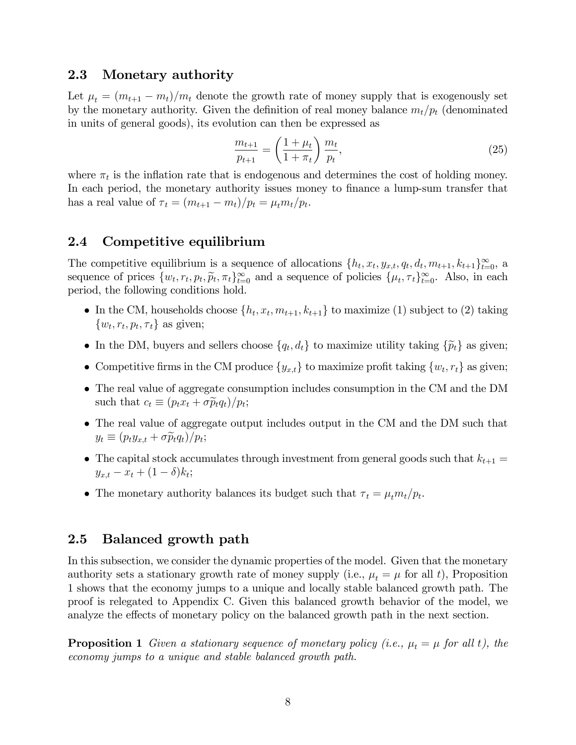### 2.3 Monetary authority

Let $\mu_t = (m_{t+1} - m_t)/m_t$ denote the growth rate of money supply that is exogenously set by the monetary authority. Given the definition of real money balance $m_t/p_t$ (denominated in units of general goods), its evolution can then be expressed as

$$\frac{m_{t+1}}{p_{t+1}} = \left(\frac{1+\mu_t}{1+\pi_t}\right)\frac{m_t}{p_t}, \tag{25}$$

where $\pi_t$ is the inflation rate that is endogenous and determines the cost of holding money. In each period, the monetary authority issues money to finance a lump-sum transfer that has a real value of $\tau_t = (m_{t+1} - m_t)/p_t = \mu_t m_t/p_t$.

### 2.4 Competitive equilibrium

The competitive equilibrium is a sequence of allocations $\{h_t, x_t, y_{x,t}, q_t, d_t, m_{t+1}, k_{t+1}\}_{t=0}^{\infty}$, a sequence of prices $\{w_t, r_t, p_t, \widetilde{p}_t, \pi_t\}_{t=0}^{\infty}$ and a sequence of policies $\{\mu_t, \tau_t\}_{t=0}^{\infty}$. Also, in each period, the following conditions hold.

- In the CM, households choose $\{h_t, x_t, m_{t+1}, k_{t+1}\}$ to maximize (1) subject to (2) taking $\{w_t, r_t, p_t, \tau_t\}$ as given;
- In the DM, buyers and sellers choose $\{q_t, d_t\}$ to maximize utility taking $\{\widetilde{p}_t\}$ as given;
- Competitive firms in the CM produce $\{y_{x,t}\}$ to maximize profit taking $\{w_t, r_t\}$ as given;
- The real value of aggregate consumption includes consumption in the CM and the DM such that $c_t \equiv (p_t x_t + \sigma \widetilde{p}_t q_t)/p_t$;
- The real value of aggregate output includes output in the CM and the DM such that $y_t \equiv (p_t y_{x,t} + \sigma \widetilde{p}_t q_t)/p_t$;
- The capital stock accumulates through investment from general goods such that $k_{t+1} = y_{x,t} - x_t + (1-\delta)k_t$;
- The monetary authority balances its budget such that $\tau_t = \mu_t m_t/p_t$.

### 2.5 Balanced growth path

In this subsection, we consider the dynamic properties of the model. Given that the monetary authority sets a stationary growth rate of money supply (i.e., $\mu_t = \mu$ for all $t$), Proposition 1 shows that the economy jumps to a unique and locally stable balanced growth path. The proof is relegated to Appendix C. Given this balanced growth behavior of the model, we analyze the effects of monetary policy on the balanced growth path in the next section.

**Proposition 1** *Given a stationary sequence of monetary policy (i.e., $\mu_t = \mu$ for all $t$), the economy jumps to a unique and stable balanced growth path.*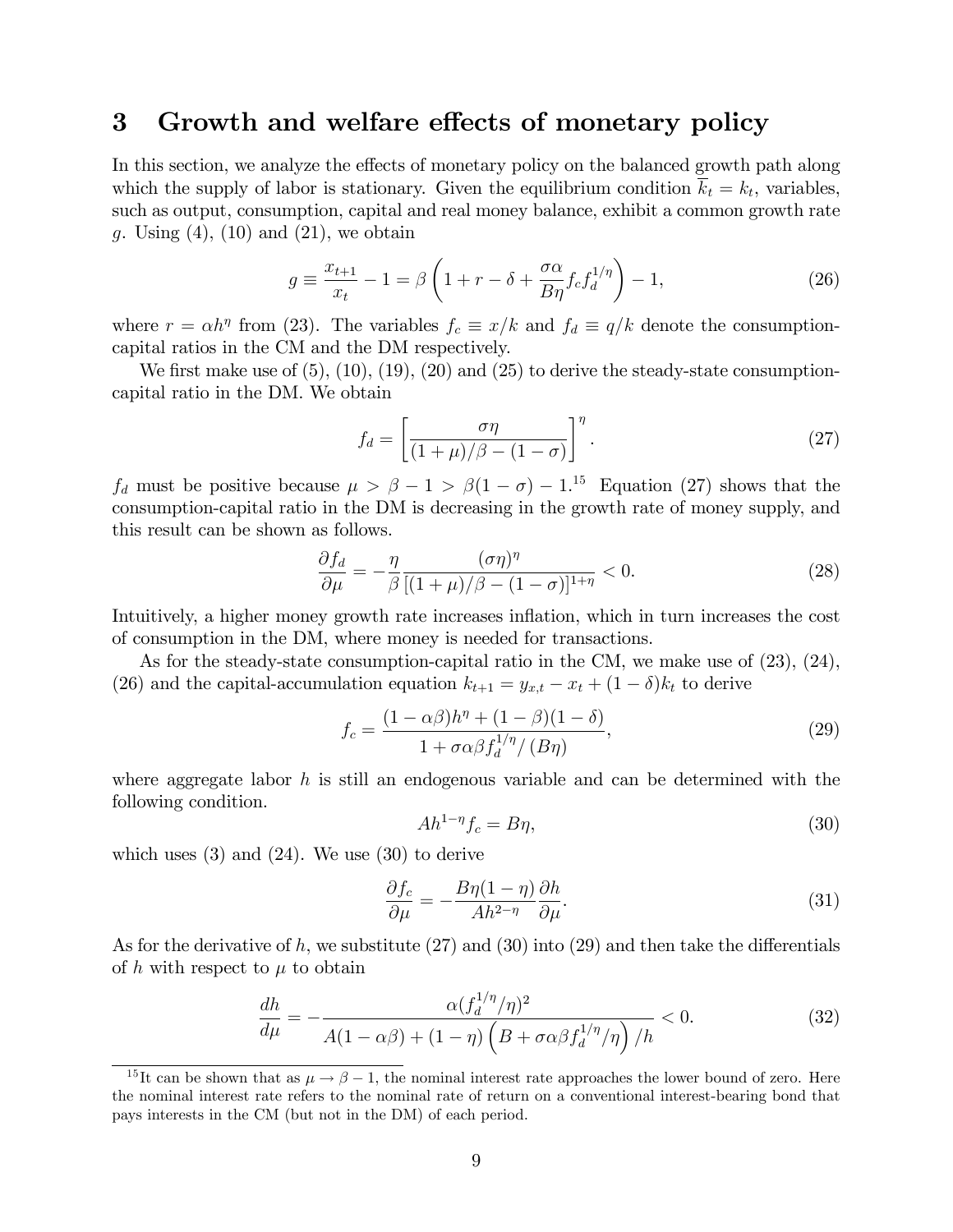## 3 Growth and welfare effects of monetary policy

In this section, we analyze the effects of monetary policy on the balanced growth path along which the supply of labor is stationary. Given the equilibrium condition $\overline{k}_t = k_t$, variables, such as output, consumption, capital and real money balance, exhibit a common growth rate $g$. Using (4), (10) and (21), we obtain

$$g \equiv \frac{x_{t+1}}{x_t} - 1 = \beta \left( 1 + r - \delta + \frac{\sigma \alpha}{B \eta} f_c f_d^{1/\eta} \right) - 1, \tag{26}$$

where $r = \alpha h^\eta$ from (23). The variables $f_c \equiv x/k$ and $f_d \equiv q/k$ denote the consumption-capital ratios in the CM and the DM respectively.

We first make use of (5), (10), (19), (20) and (25) to derive the steady-state consumption-capital ratio in the DM. We obtain

$$f_d = \left[ \frac{\sigma \eta}{(1+\mu)/\beta - (1-\sigma)} \right]^\eta. \tag{27}$$

$f_d$ must be positive because $\mu > \beta - 1 > \beta(1-\sigma) - 1$.[15] Equation (27) shows that the consumption-capital ratio in the DM is decreasing in the growth rate of money supply, and this result can be shown as follows.

$$\frac{\partial f_d}{\partial \mu} = -\frac{\eta}{\beta} \frac{(\sigma \eta)^\eta}{[(1+\mu)/\beta - (1-\sigma)]^{1+\eta}} < 0. \tag{28}$$

Intuitively, a higher money growth rate increases inflation, which in turn increases the cost of consumption in the DM, where money is needed for transactions.

As for the steady-state consumption-capital ratio in the CM, we make use of (23), (24), (26) and the capital-accumulation equation $k_{t+1} = y_{x,t} - x_t + (1-\delta)k_t$ to derive

$$f_c = \frac{(1-\alpha\beta)h^\eta + (1-\beta)(1-\delta)}{1 + \sigma \alpha \beta f_d^{1/\eta} / (B \eta)}, \tag{29}$$

where aggregate labor $h$ is still an endogenous variable and can be determined with the following condition.

$$A h^{1-\eta} f_c = B \eta, \tag{30}$$

which uses (3) and (24). We use (30) to derive

$$\frac{\partial f_c}{\partial \mu} = -\frac{B\eta(1-\eta)}{A h^{2-\eta}} \frac{\partial h}{\partial \mu}. \tag{31}$$

As for the derivative of $h$, we substitute (27) and (30) into (29) and then take the differentials of $h$ with respect to $\mu$ to obtain

$$\frac{dh}{d\mu} = -\frac{\alpha (f_d^{1/\eta}/\eta)^2}{A(1-\alpha\beta) + (1-\eta)\left( B + \sigma\alpha\beta f_d^{1/\eta}/\eta \right)/h} < 0. \tag{32}$$

[15] It can be shown that as $\mu \to \beta - 1$, the nominal interest rate approaches the lower bound of zero. Here the nominal interest rate refers to the nominal rate of return on a conventional interest-bearing bond that pays interests in the CM (but not in the DM) of each period.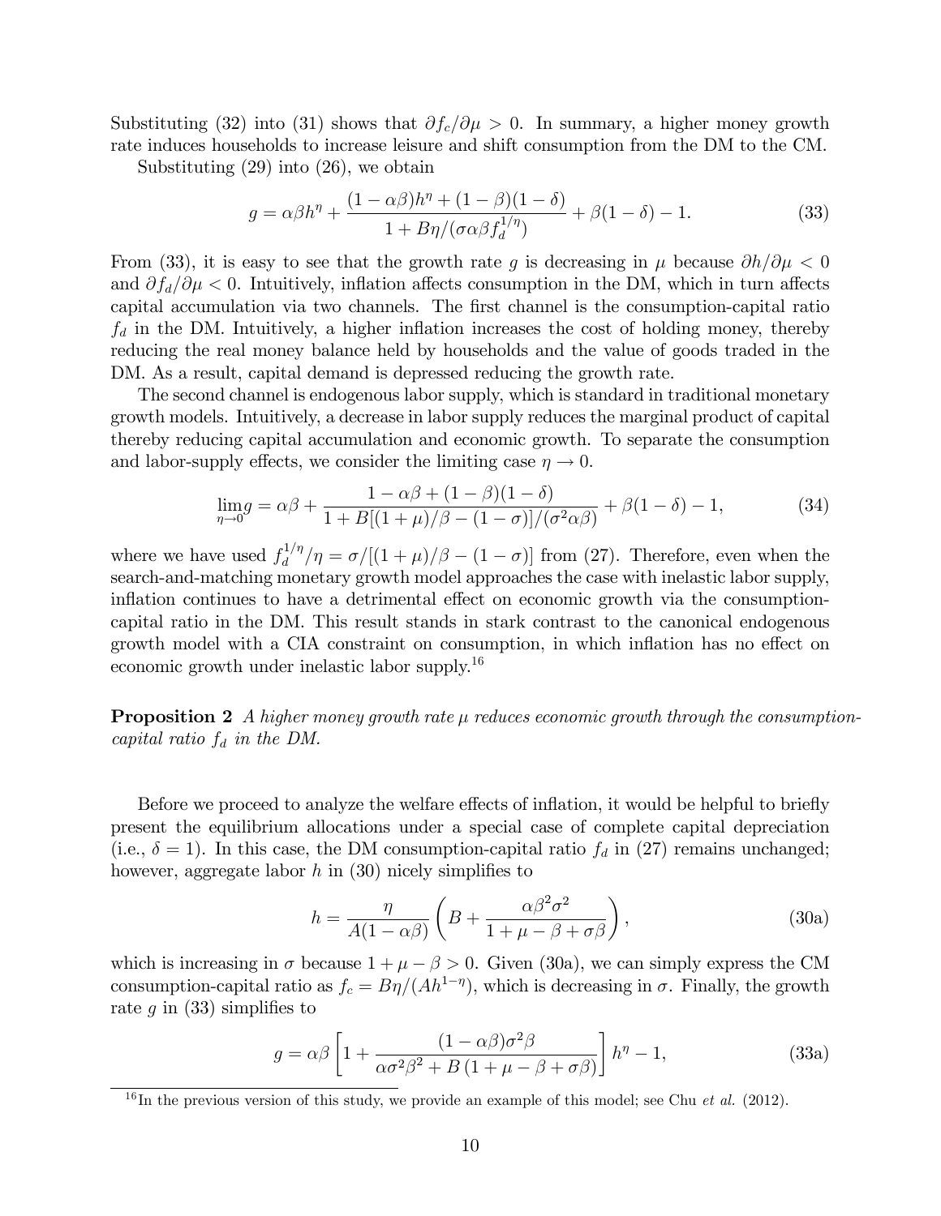Substituting (32) into (31) shows that $\partial f_c/\partial \mu > 0$. In summary, a higher money growth rate induces households to increase leisure and shift consumption from the DM to the CM.

Substituting (29) into (26), we obtain

$$g = \alpha\beta h^{\eta} + \frac{(1-\alpha\beta)h^{\eta} + (1-\beta)(1-\delta)}{1 + B\eta/(\sigma\alpha\beta f_d^{1/\eta})} + \beta(1-\delta) - 1. \tag{33}$$

From (33), it is easy to see that the growth rate $g$ is decreasing in $\mu$ because $\partial h/\partial \mu < 0$ and $\partial f_d/\partial \mu < 0$. Intuitively, inflation affects consumption in the DM, which in turn affects capital accumulation via two channels. The first channel is the consumption-capital ratio $f_d$ in the DM. Intuitively, a higher inflation increases the cost of holding money, thereby reducing the real money balance held by households and the value of goods traded in the DM. As a result, capital demand is depressed reducing the growth rate.

The second channel is endogenous labor supply, which is standard in traditional monetary growth models. Intuitively, a decrease in labor supply reduces the marginal product of capital thereby reducing capital accumulation and economic growth. To separate the consumption and labor-supply effects, we consider the limiting case $\eta \to 0$.

$$\lim_{\eta \to 0} g = \alpha\beta + \frac{1 - \alpha\beta + (1-\beta)(1-\delta)}{1 + B[(1+\mu)/\beta - (1-\sigma)]/(\sigma^2\alpha\beta)} + \beta(1-\delta) - 1, \tag{34}$$

where we have used $f_d^{1/\eta}/\eta = \sigma/[(1+\mu)/\beta - (1-\sigma)]$ from (27). Therefore, even when the search-and-matching monetary growth model approaches the case with inelastic labor supply, inflation continues to have a detrimental effect on economic growth via the consumption-capital ratio in the DM. This result stands in stark contrast to the canonical endogenous growth model with a CIA constraint on consumption, in which inflation has no effect on economic growth under inelastic labor supply.[16]

**Proposition 2** *A higher money growth rate $\mu$ reduces economic growth through the consumption-capital ratio $f_d$ in the DM.*

Before we proceed to analyze the welfare effects of inflation, it would be helpful to briefly present the equilibrium allocations under a special case of complete capital depreciation (i.e., $\delta = 1$). In this case, the DM consumption-capital ratio $f_d$ in (27) remains unchanged; however, aggregate labor $h$ in (30) nicely simplifies to

$$h = \frac{\eta}{A(1-\alpha\beta)}\left(B + \frac{\alpha\beta^2\sigma^2}{1+\mu-\beta+\sigma\beta}\right), \tag{30a}$$

which is increasing in $\sigma$ because $1 + \mu - \beta > 0$. Given (30a), we can simply express the CM consumption-capital ratio as $f_c = B\eta/(Ah^{1-\eta})$, which is decreasing in $\sigma$. Finally, the growth rate $g$ in (33) simplifies to

$$g = \alpha\beta\left[1 + \frac{(1-\alpha\beta)\sigma^2\beta}{\alpha\sigma^2\beta^2 + B\left(1+\mu-\beta+\sigma\beta\right)}\right]h^{\eta} - 1, \tag{33a}$$

[16] In the previous version of this study, we provide an example of this model; see Chu *et al.* (2012).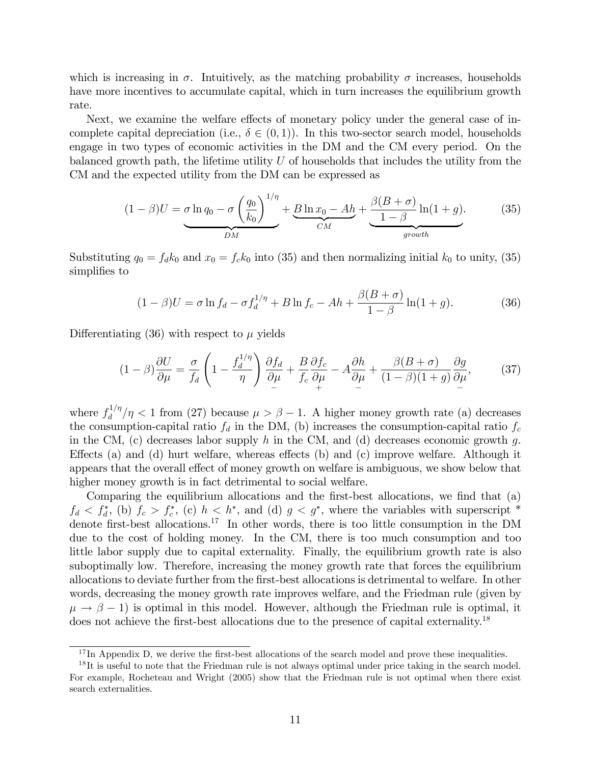which is increasing in $\sigma$. Intuitively, as the matching probability $\sigma$ increases, households have more incentives to accumulate capital, which in turn increases the equilibrium growth rate.

Next, we examine the welfare effects of monetary policy under the general case of incomplete capital depreciation (i.e., $\delta \in (0,1)$). In this two-sector search model, households engage in two types of economic activities in the DM and the CM every period. On the balanced growth path, the lifetime utility $U$ of households that includes the utility from the CM and the expected utility from the DM can be expressed as

$$(1-\beta)U = \underbrace{\sigma \ln q_0 - \sigma \left(\frac{q_0}{k_0}\right)^{1/\eta}}_{DM} + \underbrace{B \ln x_0 - Ah}_{CM} + \underbrace{\frac{\beta(B+\sigma)}{1-\beta}\ln(1+g)}_{growth}. \tag{35}$$

Substituting $q_0 = f_d k_0$ and $x_0 = f_c k_0$ into (35) and then normalizing initial $k_0$ to unity, (35) simplifies to

$$(1-\beta)U = \sigma \ln f_d - \sigma f_d^{1/\eta} + B \ln f_c - Ah + \frac{\beta(B+\sigma)}{1-\beta}\ln(1+g). \tag{36}$$

Differentiating (36) with respect to $\mu$ yields

$$(1-\beta)\frac{\partial U}{\partial \mu} = \frac{\sigma}{f_d}\left(1 - \frac{f_d^{1/\eta}}{\eta}\right)\underbrace{\frac{\partial f_d}{\partial \mu}}_{-} + \frac{B}{f_c}\underbrace{\frac{\partial f_c}{\partial \mu}}_{+} - A\underbrace{\frac{\partial h}{\partial \mu}}_{-} + \frac{\beta(B+\sigma)}{(1-\beta)(1+g)}\underbrace{\frac{\partial g}{\partial \mu}}_{-}, \tag{37}$$

where $f_d^{1/\eta}/\eta < 1$ from (27) because $\mu > \beta - 1$. A higher money growth rate (a) decreases the consumption-capital ratio $f_d$ in the DM, (b) increases the consumption-capital ratio $f_c$ in the CM, (c) decreases labor supply $h$ in the CM, and (d) decreases economic growth $g$. Effects (a) and (d) hurt welfare, whereas effects (b) and (c) improve welfare. Although it appears that the overall effect of money growth on welfare is ambiguous, we show below that higher money growth is in fact detrimental to social welfare.

Comparing the equilibrium allocations and the first-best allocations, we find that (a) $f_d < f_d^*$, (b) $f_c > f_c^*$, (c) $h < h^*$, and (d) $g < g^*$, where the variables with superscript * denote first-best allocations.[17] In other words, there is too little consumption in the DM due to the cost of holding money. In the CM, there is too much consumption and too little labor supply due to capital externality. Finally, the equilibrium growth rate is also suboptimally low. Therefore, increasing the money growth rate that forces the equilibrium allocations to deviate further from the first-best allocations is detrimental to welfare. In other words, decreasing the money growth rate improves welfare, and the Friedman rule (given by $\mu \to \beta - 1$) is optimal in this model. However, although the Friedman rule is optimal, it does not achieve the first-best allocations due to the presence of capital externality.[18]

[17] In Appendix D, we derive the first-best allocations of the search model and prove these inequalities.

[18] It is useful to note that the Friedman rule is not always optimal under price taking in the search model. For example, Rocheteau and Wright (2005) show that the Friedman rule is not optimal when there exist search externalities.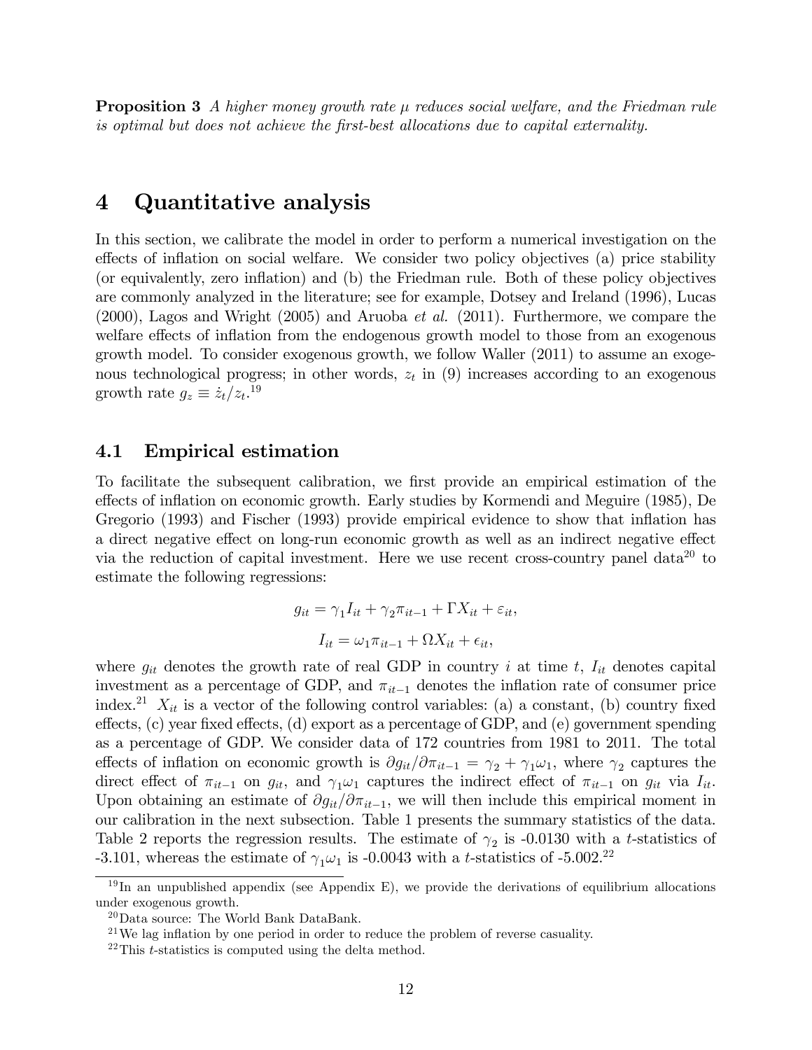**Proposition 3** *A higher money growth rate $\mu$ reduces social welfare, and the Friedman rule is optimal but does not achieve the first-best allocations due to capital externality.*

# 4 Quantitative analysis

In this section, we calibrate the model in order to perform a numerical investigation on the effects of inflation on social welfare. We consider two policy objectives (a) price stability (or equivalently, zero inflation) and (b) the Friedman rule. Both of these policy objectives are commonly analyzed in the literature; see for example, Dotsey and Ireland (1996), Lucas (2000), Lagos and Wright (2005) and Aruoba *et al.* (2011). Furthermore, we compare the welfare effects of inflation from the endogenous growth model to those from an exogenous growth model. To consider exogenous growth, we follow Waller (2011) to assume an exogenous technological progress; in other words, $z_t$ in (9) increases according to an exogenous growth rate $g_z \equiv \dot{z}_t / z_t$.[19]

## 4.1 Empirical estimation

To facilitate the subsequent calibration, we first provide an empirical estimation of the effects of inflation on economic growth. Early studies by Kormendi and Meguire (1985), De Gregorio (1993) and Fischer (1993) provide empirical evidence to show that inflation has a direct negative effect on long-run economic growth as well as an indirect negative effect via the reduction of capital investment. Here we use recent cross-country panel data[20] to estimate the following regressions:

$$g_{it} = \gamma_1 I_{it} + \gamma_2 \pi_{it-1} + \Gamma X_{it} + \varepsilon_{it},$$

$$I_{it} = \omega_1 \pi_{it-1} + \Omega X_{it} + \epsilon_{it},$$

where $g_{it}$ denotes the growth rate of real GDP in country $i$ at time $t$, $I_{it}$ denotes capital investment as a percentage of GDP, and $\pi_{it-1}$ denotes the inflation rate of consumer price index.[21] $X_{it}$ is a vector of the following control variables: (a) a constant, (b) country fixed effects, (c) year fixed effects, (d) export as a percentage of GDP, and (e) government spending as a percentage of GDP. We consider data of 172 countries from 1981 to 2011. The total effects of inflation on economic growth is $\partial g_{it} / \partial \pi_{it-1} = \gamma_2 + \gamma_1 \omega_1$, where $\gamma_2$ captures the direct effect of $\pi_{it-1}$ on $g_{it}$, and $\gamma_1 \omega_1$ captures the indirect effect of $\pi_{it-1}$ on $g_{it}$ via $I_{it}$. Upon obtaining an estimate of $\partial g_{it} / \partial \pi_{it-1}$, we will then include this empirical moment in our calibration in the next subsection. Table 1 presents the summary statistics of the data. Table 2 reports the regression results. The estimate of $\gamma_2$ is -0.0130 with a $t$-statistics of -3.101, whereas the estimate of $\gamma_1 \omega_1$ is -0.0043 with a $t$-statistics of -5.002.[22]

---

[19] In an unpublished appendix (see Appendix E), we provide the derivations of equilibrium allocations under exogenous growth.

[20] Data source: The World Bank DataBank.

[21] We lag inflation by one period in order to reduce the problem of reverse casuality.

[22] This $t$-statistics is computed using the delta method.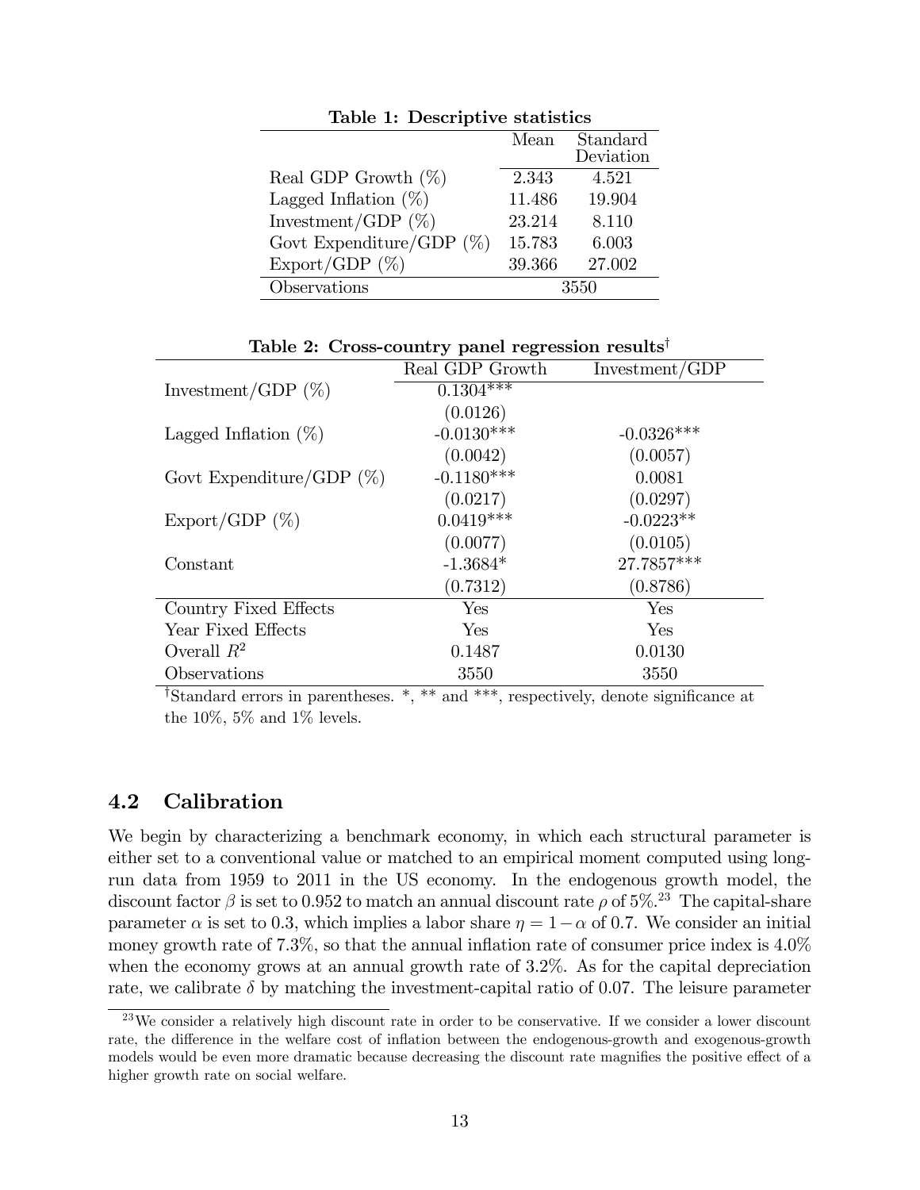**Table 1: Descriptive statistics**

| | Mean | Standard Deviation |
|---|---|---|
| Real GDP Growth (%) | 2.343 | 4.521 |
| Lagged Inflation (%) | 11.486 | 19.904 |
| Investment/GDP (%) | 23.214 | 8.110 |
| Govt Expenditure/GDP (%) | 15.783 | 6.003 |
| Export/GDP (%) | 39.366 | 27.002 |
| Observations | 3550 | |

**Table 2: Cross-country panel regression results**[†]

| | Real GDP Growth | Investment/GDP |
|---|---|---|
| Investment/GDP (%) | 0.1304*** | |
| | (0.0126) | |
| Lagged Inflation (%) | -0.0130*** | -0.0326*** |
| | (0.0042) | (0.0057) |
| Govt Expenditure/GDP (%) | -0.1180*** | 0.0081 |
| | (0.0217) | (0.0297) |
| Export/GDP (%) | 0.0419*** | -0.0223** |
| | (0.0077) | (0.0105) |
| Constant | -1.3684* | 27.7857*** |
| | (0.7312) | (0.8786) |
| Country Fixed Effects | Yes | Yes |
| Year Fixed Effects | Yes | Yes |
| Overall $R^2$ | 0.1487 | 0.0130 |
| Observations | 3550 | 3550 |

[†]Standard errors in parentheses. *, ** and ***, respectively, denote significance at the 10%, 5% and 1% levels.

## 4.2 Calibration

We begin by characterizing a benchmark economy, in which each structural parameter is either set to a conventional value or matched to an empirical moment computed using long-run data from 1959 to 2011 in the US economy. In the endogenous growth model, the discount factor $\beta$ is set to 0.952 to match an annual discount rate $\rho$ of 5%.[23] The capital-share parameter $\alpha$ is set to 0.3, which implies a labor share $\eta = 1 - \alpha$ of 0.7. We consider an initial money growth rate of 7.3%, so that the annual inflation rate of consumer price index is 4.0% when the economy grows at an annual growth rate of 3.2%. As for the capital depreciation rate, we calibrate $\delta$ by matching the investment-capital ratio of 0.07. The leisure parameter

[23]We consider a relatively high discount rate in order to be conservative. If we consider a lower discount rate, the difference in the welfare cost of inflation between the endogenous-growth and exogenous-growth models would be even more dramatic because decreasing the discount rate magnifies the positive effect of a higher growth rate on social welfare.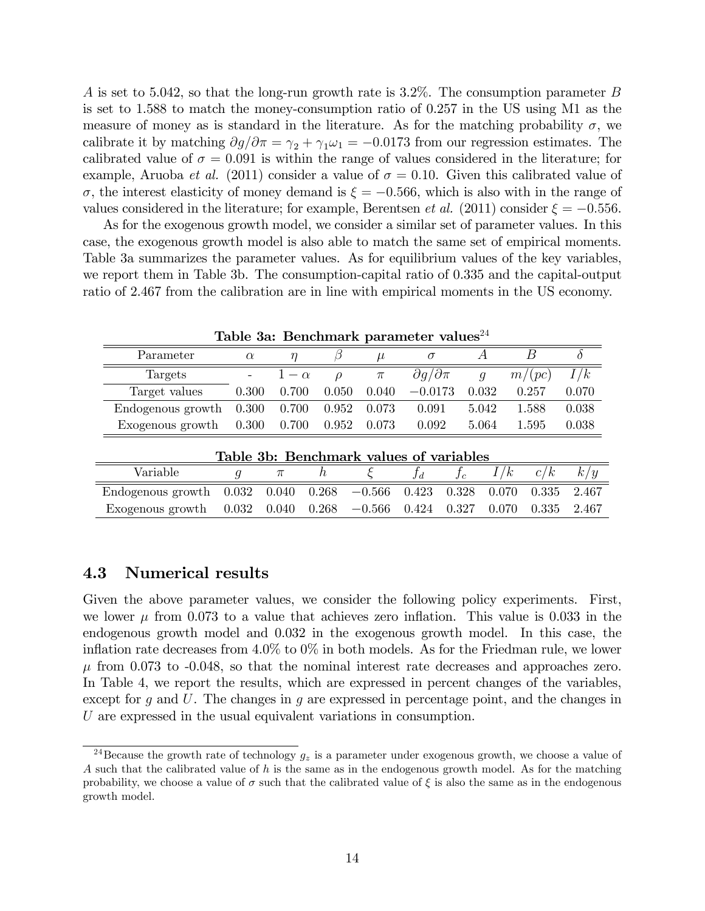$A$ is set to 5.042, so that the long-run growth rate is 3.2%. The consumption parameter $B$ is set to 1.588 to match the money-consumption ratio of 0.257 in the US using M1 as the measure of money as is standard in the literature. As for the matching probability $\sigma$, we calibrate it by matching $\partial g/\partial\pi = \gamma_2 + \gamma_1\omega_1 = -0.0173$ from our regression estimates. The calibrated value of $\sigma = 0.091$ is within the range of values considered in the literature; for example, Aruoba *et al.* (2011) consider a value of $\sigma = 0.10$. Given this calibrated value of $\sigma$, the interest elasticity of money demand is $\xi = -0.566$, which is also with in the range of values considered in the literature; for example, Berentsen *et al.* (2011) consider $\xi = -0.556$.

As for the exogenous growth model, we consider a similar set of parameter values. In this case, the exogenous growth model is also able to match the same set of empirical moments. Table 3a summarizes the parameter values. As for equilibrium values of the key variables, we report them in Table 3b. The consumption-capital ratio of 0.335 and the capital-output ratio of 2.467 from the calibration are in line with empirical moments in the US economy.

**Table 3a: Benchmark parameter values**[24]

| Parameter | $\alpha$ | $\eta$ | $\beta$ | $\mu$ | $\sigma$ | $A$ | $B$ | $\delta$ |
|---|---|---|---|---|---|---|---|---|
| Targets | - | $1-\alpha$ | $\rho$ | $\pi$ | $\partial g/\partial\pi$ | $g$ | $m/(pc)$ | $I/k$ |
| Target values | 0.300 | 0.700 | 0.050 | 0.040 | $-0.0173$ | 0.032 | 0.257 | 0.070 |
| Endogenous growth | 0.300 | 0.700 | 0.952 | 0.073 | 0.091 | 5.042 | 1.588 | 0.038 |
| Exogenous growth | 0.300 | 0.700 | 0.952 | 0.073 | 0.092 | 5.064 | 1.595 | 0.038 |

**Table 3b: Benchmark values of variables**

| Variable | $g$ | $\pi$ | $h$ | $\xi$ | $f_d$ | $f_c$ | $I/k$ | $c/k$ | $k/y$ |
|---|---|---|---|---|---|---|---|---|---|
| Endogenous growth | 0.032 | 0.040 | 0.268 | $-0.566$ | 0.423 | 0.328 | 0.070 | 0.335 | 2.467 |
| Exogenous growth | 0.032 | 0.040 | 0.268 | $-0.566$ | 0.424 | 0.327 | 0.070 | 0.335 | 2.467 |

## 4.3 Numerical results

Given the above parameter values, we consider the following policy experiments. First, we lower $\mu$ from 0.073 to a value that achieves zero inflation. This value is 0.033 in the endogenous growth model and 0.032 in the exogenous growth model. In this case, the inflation rate decreases from 4.0% to 0% in both models. As for the Friedman rule, we lower $\mu$ from 0.073 to -0.048, so that the nominal interest rate decreases and approaches zero. In Table 4, we report the results, which are expressed in percent changes of the variables, except for $g$ and $U$. The changes in $g$ are expressed in percentage point, and the changes in $U$ are expressed in the usual equivalent variations in consumption.

[24]Because the growth rate of technology $g_z$ is a parameter under exogenous growth, we choose a value of $A$ such that the calibrated value of $h$ is the same as in the endogenous growth model. As for the matching probability, we choose a value of $\sigma$ such that the calibrated value of $\xi$ is also the same as in the endogenous growth model.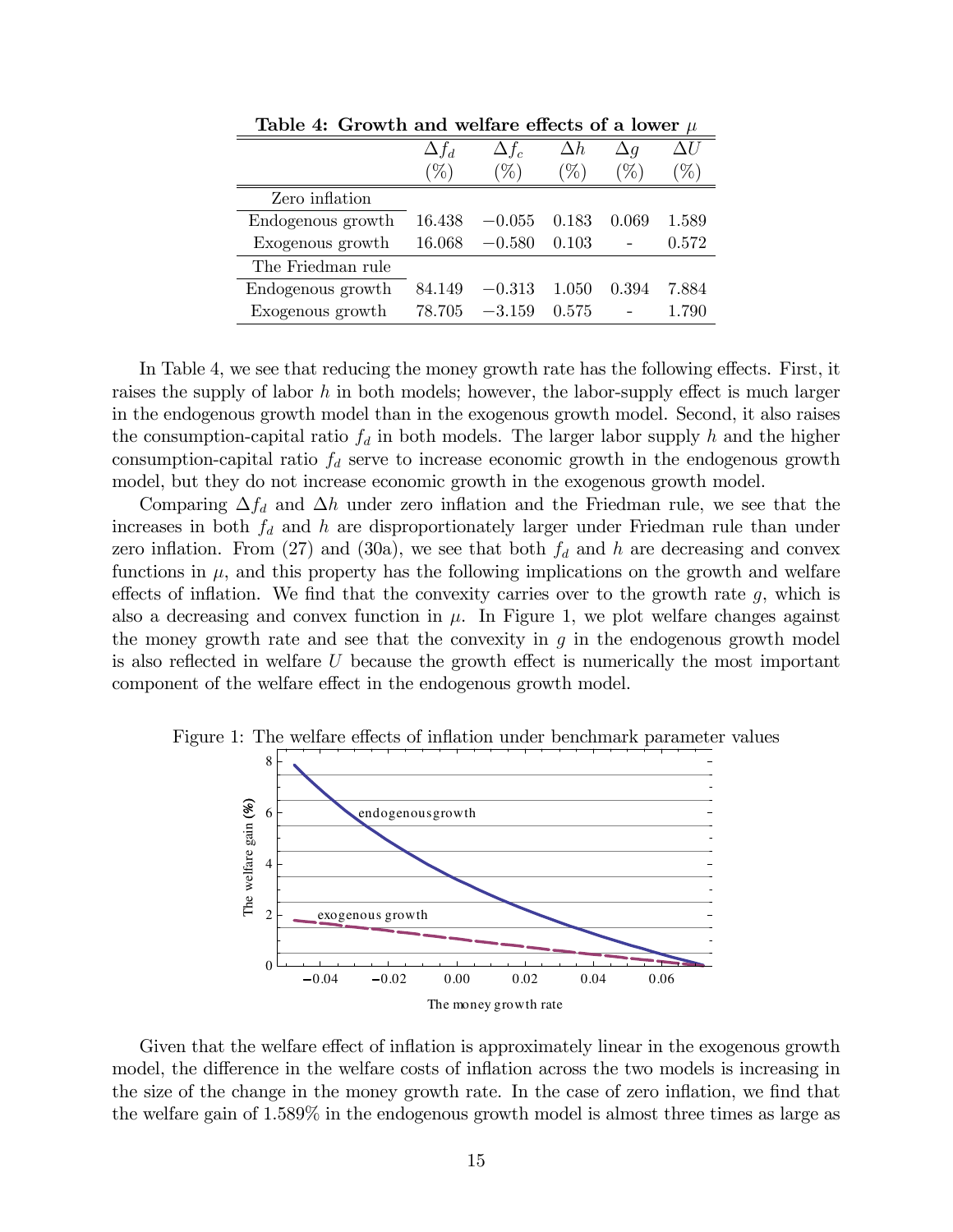**Table 4: Growth and welfare effects of a lower $\mu$**

| | $\Delta f_d$ (%) | $\Delta f_c$ (%) | $\Delta h$ (%) | $\Delta g$ (%) | $\Delta U$ (%) |
|---|---|---|---|---|---|
| Zero inflation | | | | | |
| Endogenous growth | 16.438 | $-0.055$ | 0.183 | 0.069 | 1.589 |
| Exogenous growth | 16.068 | $-0.580$ | 0.103 | - | 0.572 |
| The Friedman rule | | | | | |
| Endogenous growth | 84.149 | $-0.313$ | 1.050 | 0.394 | 7.884 |
| Exogenous growth | 78.705 | $-3.159$ | 0.575 | - | 1.790 |

In Table 4, we see that reducing the money growth rate has the following effects. First, it raises the supply of labor $h$ in both models; however, the labor-supply effect is much larger in the endogenous growth model than in the exogenous growth model. Second, it also raises the consumption-capital ratio $f_d$ in both models. The larger labor supply $h$ and the higher consumption-capital ratio $f_d$ serve to increase economic growth in the endogenous growth model, but they do not increase economic growth in the exogenous growth model.

Comparing $\Delta f_d$ and $\Delta h$ under zero inflation and the Friedman rule, we see that the increases in both $f_d$ and $h$ are disproportionately larger under Friedman rule than under zero inflation. From (27) and (30a), we see that both $f_d$ and $h$ are decreasing and convex functions in $\mu$, and this property has the following implications on the growth and welfare effects of inflation. We find that the convexity carries over to the growth rate $g$, which is also a decreasing and convex function in $\mu$. In Figure 1, we plot welfare changes against the money growth rate and see that the convexity in $g$ in the endogenous growth model is also reflected in welfare $U$ because the growth effect is numerically the most important component of the welfare effect in the endogenous growth model.

Figure 1: The welfare effects of inflation under benchmark parameter values

Given that the welfare effect of inflation is approximately linear in the exogenous growth model, the difference in the welfare costs of inflation across the two models is increasing in the size of the change in the money growth rate. In the case of zero inflation, we find that the welfare gain of 1.589% in the endogenous growth model is almost three times as large as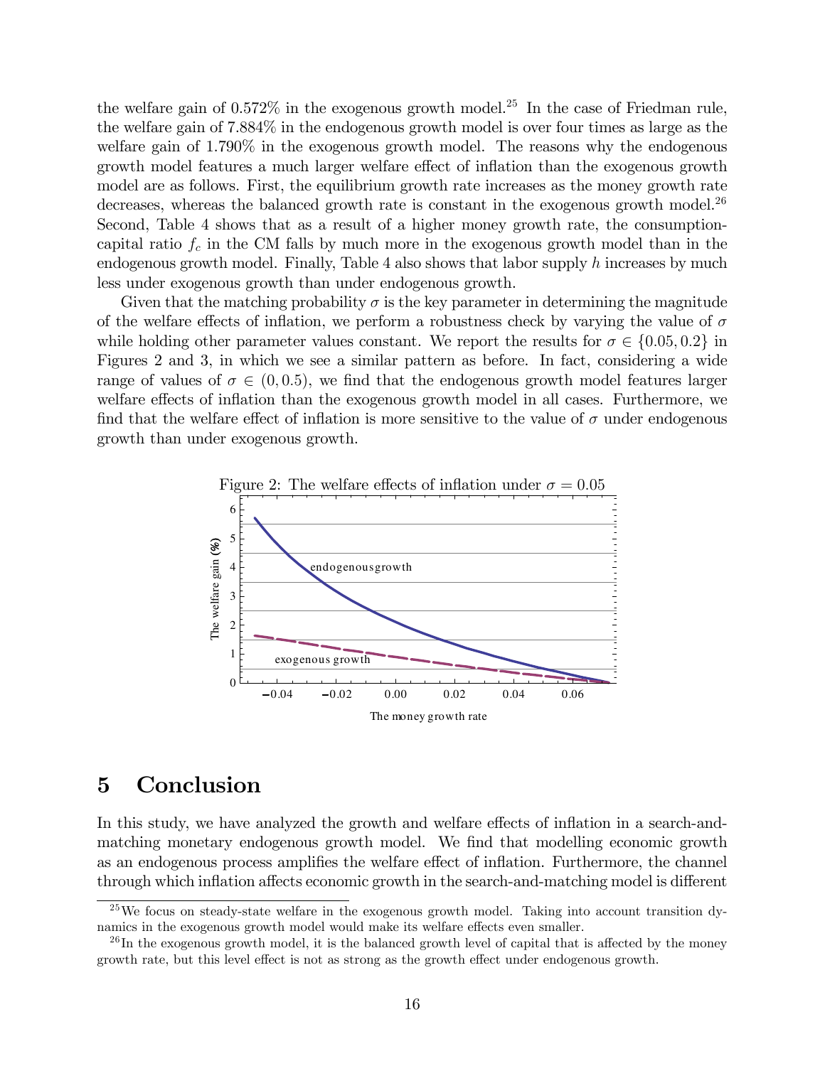the welfare gain of 0.572% in the exogenous growth model.[25] In the case of Friedman rule, the welfare gain of 7.884% in the endogenous growth model is over four times as large as the welfare gain of 1.790% in the exogenous growth model. The reasons why the endogenous growth model features a much larger welfare effect of inflation than the exogenous growth model are as follows. First, the equilibrium growth rate increases as the money growth rate decreases, whereas the balanced growth rate is constant in the exogenous growth model.[26] Second, Table 4 shows that as a result of a higher money growth rate, the consumption-capital ratio $f_c$ in the CM falls by much more in the exogenous growth model than in the endogenous growth model. Finally, Table 4 also shows that labor supply $h$ increases by much less under exogenous growth than under endogenous growth.

Given that the matching probability $\sigma$ is the key parameter in determining the magnitude of the welfare effects of inflation, we perform a robustness check by varying the value of $\sigma$ while holding other parameter values constant. We report the results for $\sigma \in \{0.05, 0.2\}$ in Figures 2 and 3, in which we see a similar pattern as before. In fact, considering a wide range of values of $\sigma \in (0, 0.5)$, we find that the endogenous growth model features larger welfare effects of inflation than the exogenous growth model in all cases. Furthermore, we find that the welfare effect of inflation is more sensitive to the value of $\sigma$ under endogenous growth than under exogenous growth.

Figure 2: The welfare effects of inflation under $\sigma = 0.05$

# 5 Conclusion

In this study, we have analyzed the growth and welfare effects of inflation in a search-and-matching monetary endogenous growth model. We find that modelling economic growth as an endogenous process amplifies the welfare effect of inflation. Furthermore, the channel through which inflation affects economic growth in the search-and-matching model is different

[25] We focus on steady-state welfare in the exogenous growth model. Taking into account transition dynamics in the exogenous growth model would make its welfare effects even smaller.

[26] In the exogenous growth model, it is the balanced growth level of capital that is affected by the money growth rate, but this level effect is not as strong as the growth effect under endogenous growth.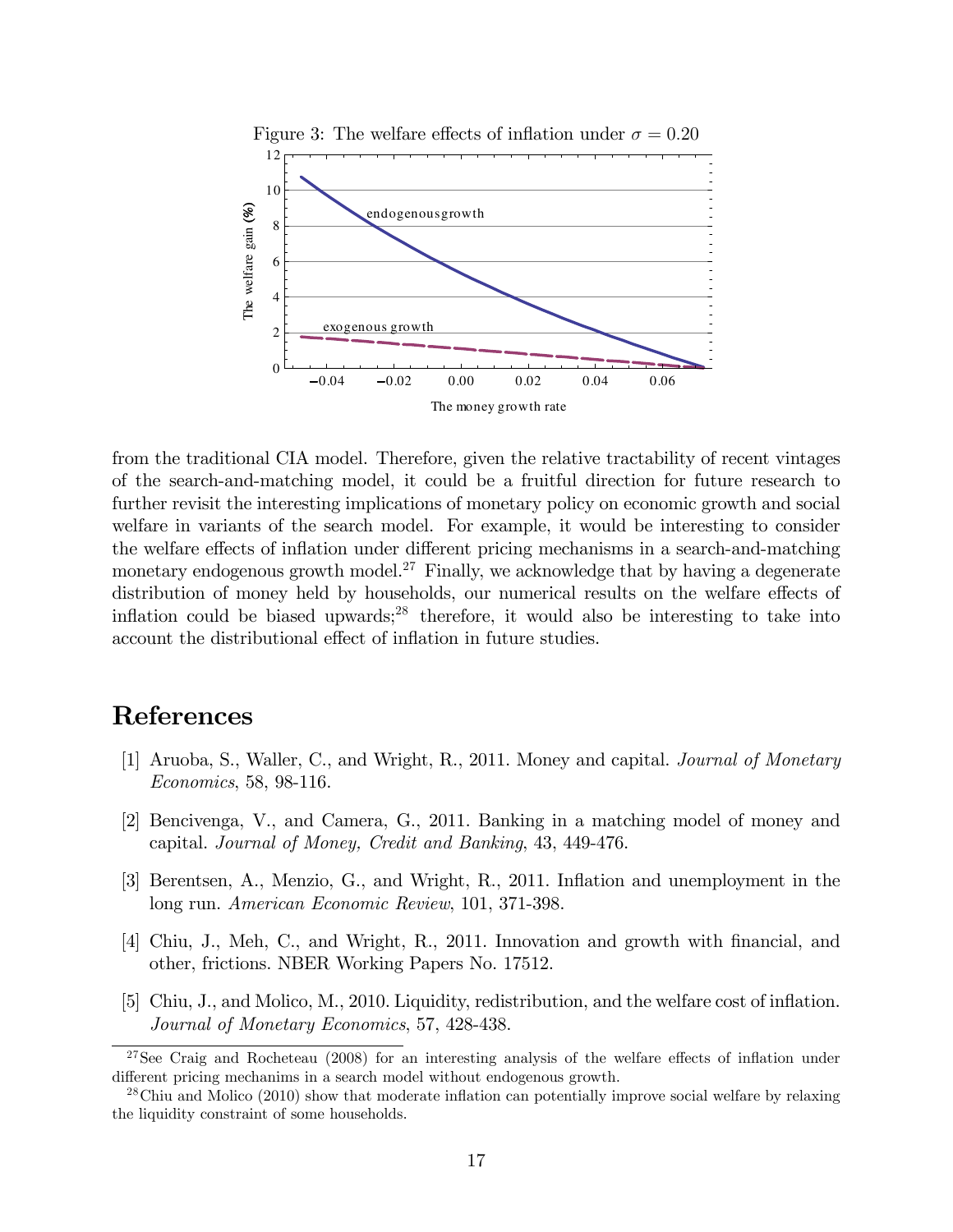Figure 3: The welfare effects of inflation under $\sigma = 0.20$

from the traditional CIA model. Therefore, given the relative tractability of recent vintages of the search-and-matching model, it could be a fruitful direction for future research to further revisit the interesting implications of monetary policy on economic growth and social welfare in variants of the search model. For example, it would be interesting to consider the welfare effects of inflation under different pricing mechanisms in a search-and-matching monetary endogenous growth model.[27] Finally, we acknowledge that by having a degenerate distribution of money held by households, our numerical results on the welfare effects of inflation could be biased upwards;[28] therefore, it would also be interesting to take into account the distributional effect of inflation in future studies.

# References

[1] Aruoba, S., Waller, C., and Wright, R., 2011. Money and capital. *Journal of Monetary Economics*, 58, 98-116.

[2] Bencivenga, V., and Camera, G., 2011. Banking in a matching model of money and capital. *Journal of Money, Credit and Banking*, 43, 449-476.

[3] Berentsen, A., Menzio, G., and Wright, R., 2011. Inflation and unemployment in the long run. *American Economic Review*, 101, 371-398.

[4] Chiu, J., Meh, C., and Wright, R., 2011. Innovation and growth with financial, and other, frictions. NBER Working Papers No. 17512.

[5] Chiu, J., and Molico, M., 2010. Liquidity, redistribution, and the welfare cost of inflation. *Journal of Monetary Economics*, 57, 428-438.

[27] See Craig and Rocheteau (2008) for an interesting analysis of the welfare effects of inflation under different pricing mechanims in a search model without endogenous growth.

[28] Chiu and Molico (2010) show that moderate inflation can potentially improve social welfare by relaxing the liquidity constraint of some households.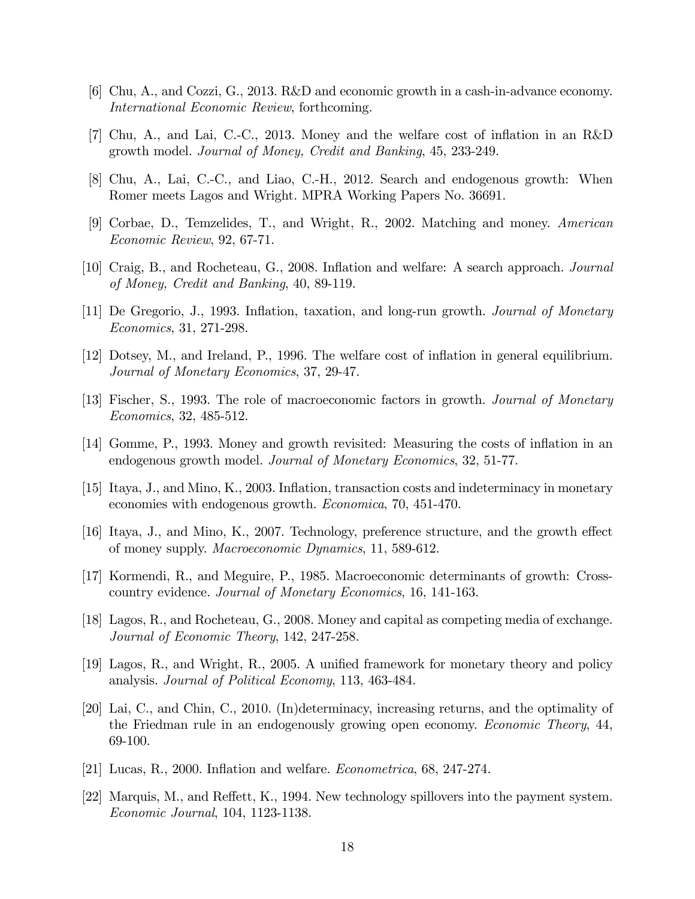[6] Chu, A., and Cozzi, G., 2013. R&D and economic growth in a cash-in-advance economy. *International Economic Review*, forthcoming.

[7] Chu, A., and Lai, C.-C., 2013. Money and the welfare cost of inflation in an R&D growth model. *Journal of Money, Credit and Banking*, 45, 233-249.

[8] Chu, A., Lai, C.-C., and Liao, C.-H., 2012. Search and endogenous growth: When Romer meets Lagos and Wright. MPRA Working Papers No. 36691.

[9] Corbae, D., Temzelides, T., and Wright, R., 2002. Matching and money. *American Economic Review*, 92, 67-71.

[10] Craig, B., and Rocheteau, G., 2008. Inflation and welfare: A search approach. *Journal of Money, Credit and Banking*, 40, 89-119.

[11] De Gregorio, J., 1993. Inflation, taxation, and long-run growth. *Journal of Monetary Economics*, 31, 271-298.

[12] Dotsey, M., and Ireland, P., 1996. The welfare cost of inflation in general equilibrium. *Journal of Monetary Economics*, 37, 29-47.

[13] Fischer, S., 1993. The role of macroeconomic factors in growth. *Journal of Monetary Economics*, 32, 485-512.

[14] Gomme, P., 1993. Money and growth revisited: Measuring the costs of inflation in an endogenous growth model. *Journal of Monetary Economics*, 32, 51-77.

[15] Itaya, J., and Mino, K., 2003. Inflation, transaction costs and indeterminacy in monetary economies with endogenous growth. *Economica*, 70, 451-470.

[16] Itaya, J., and Mino, K., 2007. Technology, preference structure, and the growth effect of money supply. *Macroeconomic Dynamics*, 11, 589-612.

[17] Kormendi, R., and Meguire, P., 1985. Macroeconomic determinants of growth: Cross-country evidence. *Journal of Monetary Economics*, 16, 141-163.

[18] Lagos, R., and Rocheteau, G., 2008. Money and capital as competing media of exchange. *Journal of Economic Theory*, 142, 247-258.

[19] Lagos, R., and Wright, R., 2005. A unified framework for monetary theory and policy analysis. *Journal of Political Economy*, 113, 463-484.

[20] Lai, C., and Chin, C., 2010. (In)determinacy, increasing returns, and the optimality of the Friedman rule in an endogenously growing open economy. *Economic Theory*, 44, 69-100.

[21] Lucas, R., 2000. Inflation and welfare. *Econometrica*, 68, 247-274.

[22] Marquis, M., and Reffett, K., 1994. New technology spillovers into the payment system. *Economic Journal*, 104, 1123-1138.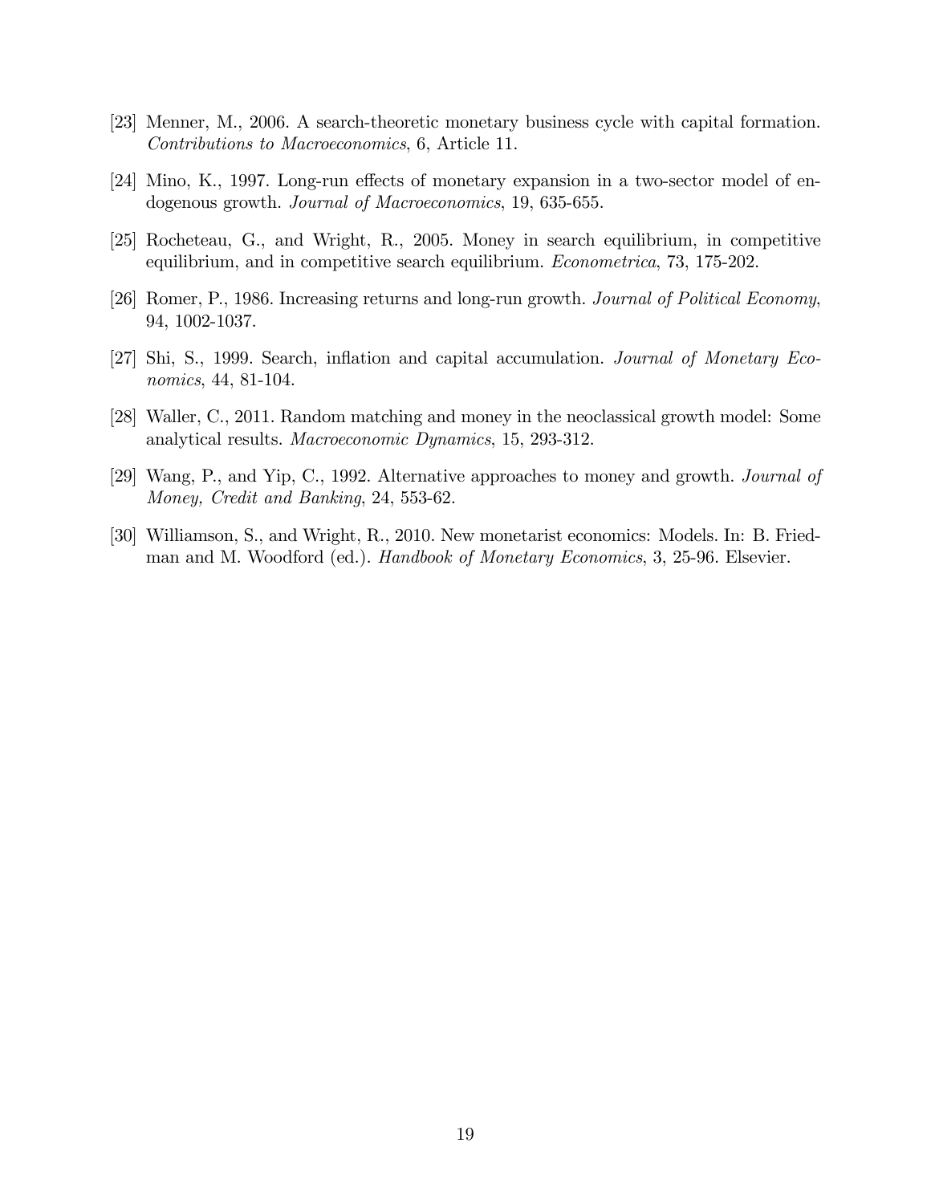[23] Menner, M., 2006. A search-theoretic monetary business cycle with capital formation. *Contributions to Macroeconomics*, 6, Article 11.

[24] Mino, K., 1997. Long-run effects of monetary expansion in a two-sector model of endogenous growth. *Journal of Macroeconomics*, 19, 635-655.

[25] Rocheteau, G., and Wright, R., 2005. Money in search equilibrium, in competitive equilibrium, and in competitive search equilibrium. *Econometrica*, 73, 175-202.

[26] Romer, P., 1986. Increasing returns and long-run growth. *Journal of Political Economy*, 94, 1002-1037.

[27] Shi, S., 1999. Search, inflation and capital accumulation. *Journal of Monetary Economics*, 44, 81-104.

[28] Waller, C., 2011. Random matching and money in the neoclassical growth model: Some analytical results. *Macroeconomic Dynamics*, 15, 293-312.

[29] Wang, P., and Yip, C., 1992. Alternative approaches to money and growth. *Journal of Money, Credit and Banking*, 24, 553-62.

[30] Williamson, S., and Wright, R., 2010. New monetarist economics: Models. In: B. Friedman and M. Woodford (ed.). *Handbook of Monetary Economics*, 3, 25-96. Elsevier.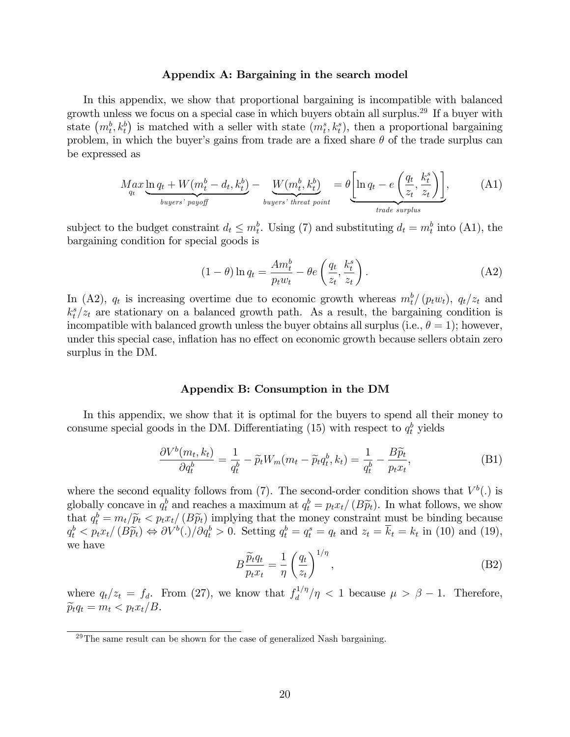## Appendix A: Bargaining in the search model

In this appendix, we show that proportional bargaining is incompatible with balanced growth unless we focus on a special case in which buyers obtain all surplus.[29] If a buyer with state $\left(m_t^b, k_t^b\right)$ is matched with a seller with state $\left(m_t^s, k_t^s\right)$, then a proportional bargaining problem, in which the buyer's gains from trade are a fixed share $\theta$ of the trade surplus can be expressed as

$$\underset{q_t}{Max} \underbrace{\ln q_t + W(m_t^b - d_t, k_t^b)}_{buyers' \; payoff} - \underbrace{W(m_t^b, k_t^b)}_{buyers' \; threat \; point} = \theta \underbrace{\left[ \ln q_t - e\left( \frac{q_t}{z_t}, \frac{k_t^s}{z_t} \right) \right]}_{trade \; surplus}, \tag{A1}$$

subject to the budget constraint $d_t \leq m_t^b$. Using (7) and substituting $d_t = m_t^b$ into (A1), the bargaining condition for special goods is

$$(1-\theta) \ln q_t = \frac{A m_t^b}{p_t w_t} - \theta e\left( \frac{q_t}{z_t}, \frac{k_t^s}{z_t} \right). \tag{A2}$$

In (A2), $q_t$ is increasing overtime due to economic growth whereas $m_t^b / (p_t w_t)$, $q_t/z_t$ and $k_t^s/z_t$ are stationary on a balanced growth path. As a result, the bargaining condition is incompatible with balanced growth unless the buyer obtains all surplus (i.e., $\theta = 1$); however, under this special case, inflation has no effect on economic growth because sellers obtain zero surplus in the DM.

## Appendix B: Consumption in the DM

In this appendix, we show that it is optimal for the buyers to spend all their money to consume special goods in the DM. Differentiating (15) with respect to $q_t^b$ yields

$$\frac{\partial V^b(m_t, k_t)}{\partial q_t^b} = \frac{1}{q_t^b} - \widetilde{p}_t W_m(m_t - \widetilde{p}_t q_t^b, k_t) = \frac{1}{q_t^b} - \frac{B \widetilde{p}_t}{p_t x_t}, \tag{B1}$$

where the second equality follows from (7). The second-order condition shows that $V^b(.)$ is globally concave in $q_t^b$ and reaches a maximum at $q_t^b = p_t x_t / (B \widetilde{p}_t)$. In what follows, we show that $q_t^b = m_t / \widetilde{p}_t < p_t x_t / (B \widetilde{p}_t)$ implying that the money constraint must be binding because $q_t^b < p_t x_t / (B \widetilde{p}_t) \Leftrightarrow \partial V^b(.)/\partial q_t^b > 0$. Setting $q_t^b = q_t^s = q_t$ and $z_t = \overline{k}_t = k_t$ in (10) and (19), we have

$$B \frac{\widetilde{p}_t q_t}{p_t x_t} = \frac{1}{\eta} \left( \frac{q_t}{z_t} \right)^{1/\eta}, \tag{B2}$$

where $q_t/z_t = f_d$. From (27), we know that $f_d^{1/\eta}/\eta < 1$ because $\mu > \beta - 1$. Therefore, $\widetilde{p}_t q_t = m_t < p_t x_t / B$.

[29] The same result can be shown for the case of generalized Nash bargaining.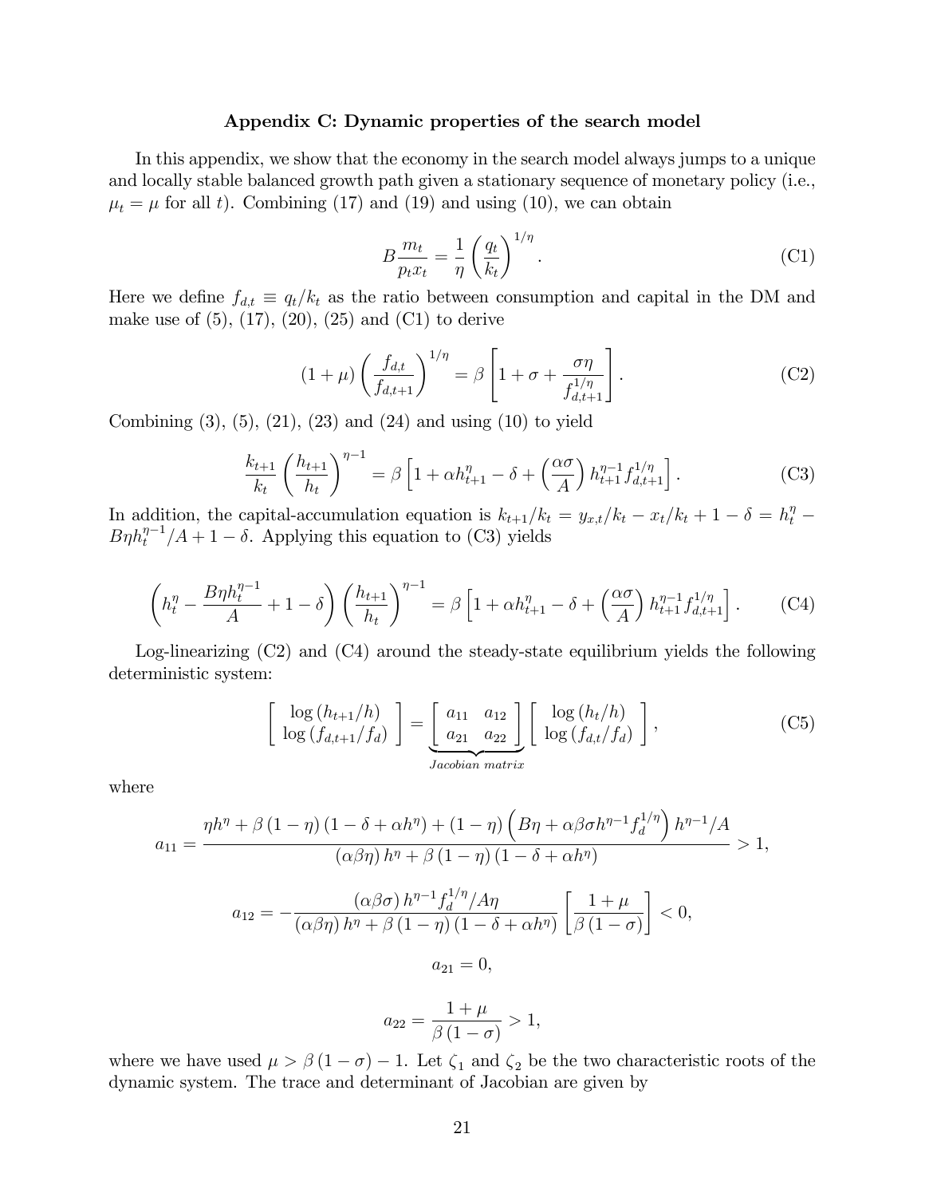## Appendix C: Dynamic properties of the search model

In this appendix, we show that the economy in the search model always jumps to a unique and locally stable balanced growth path given a stationary sequence of monetary policy (i.e., $\mu_t = \mu$ for all $t$). Combining (17) and (19) and using (10), we can obtain

$$B\frac{m_t}{p_t x_t} = \frac{1}{\eta}\left(\frac{q_t}{k_t}\right)^{1/\eta}. \tag{C1}$$

Here we define $f_{d,t} \equiv q_t/k_t$ as the ratio between consumption and capital in the DM and make use of (5), (17), (20), (25) and (C1) to derive

$$(1+\mu)\left(\frac{f_{d,t}}{f_{d,t+1}}\right)^{1/\eta} = \beta\left[1+\sigma+\frac{\sigma\eta}{f_{d,t+1}^{1/\eta}}\right]. \tag{C2}$$

Combining (3), (5), (21), (23) and (24) and using (10) to yield

$$\frac{k_{t+1}}{k_t}\left(\frac{h_{t+1}}{h_t}\right)^{\eta-1} = \beta\left[1+\alpha h_{t+1}^{\eta}-\delta+\left(\frac{\alpha\sigma}{A}\right)h_{t+1}^{\eta-1}f_{d,t+1}^{1/\eta}\right]. \tag{C3}$$

In addition, the capital-accumulation equation is $k_{t+1}/k_t = y_{x,t}/k_t - x_t/k_t + 1 - \delta = h_t^{\eta} - B\eta h_t^{\eta-1}/A + 1 - \delta$. Applying this equation to (C3) yields

$$\left(h_t^{\eta}-\frac{B\eta h_t^{\eta-1}}{A}+1-\delta\right)\left(\frac{h_{t+1}}{h_t}\right)^{\eta-1} = \beta\left[1+\alpha h_{t+1}^{\eta}-\delta+\left(\frac{\alpha\sigma}{A}\right)h_{t+1}^{\eta-1}f_{d,t+1}^{1/\eta}\right]. \tag{C4}$$

Log-linearizing (C2) and (C4) around the steady-state equilibrium yields the following deterministic system:

$$\begin{bmatrix}\log(h_{t+1}/h)\\ \log(f_{d,t+1}/f_d)\end{bmatrix} = \underbrace{\begin{bmatrix}a_{11} & a_{12}\\ a_{21} & a_{22}\end{bmatrix}}_{Jacobian\ matrix}\begin{bmatrix}\log(h_t/h)\\ \log(f_{d,t}/f_d)\end{bmatrix}, \tag{C5}$$

where

$$a_{11} = \frac{\eta h^{\eta}+\beta(1-\eta)(1-\delta+\alpha h^{\eta})+(1-\eta)\left(B\eta+\alpha\beta\sigma h^{\eta-1}f_d^{1/\eta}\right)h^{\eta-1}/A}{(\alpha\beta\eta)h^{\eta}+\beta(1-\eta)(1-\delta+\alpha h^{\eta})} > 1,$$

$$a_{12} = -\frac{(\alpha\beta\sigma)h^{\eta-1}f_d^{1/\eta}/A\eta}{(\alpha\beta\eta)h^{\eta}+\beta(1-\eta)(1-\delta+\alpha h^{\eta})}\left[\frac{1+\mu}{\beta(1-\sigma)}\right] < 0,$$

$$a_{21} = 0,$$

$$a_{22} = \frac{1+\mu}{\beta(1-\sigma)} > 1,$$

where we have used $\mu > \beta(1-\sigma)-1$. Let $\zeta_1$ and $\zeta_2$ be the two characteristic roots of the dynamic system. The trace and determinant of Jacobian are given by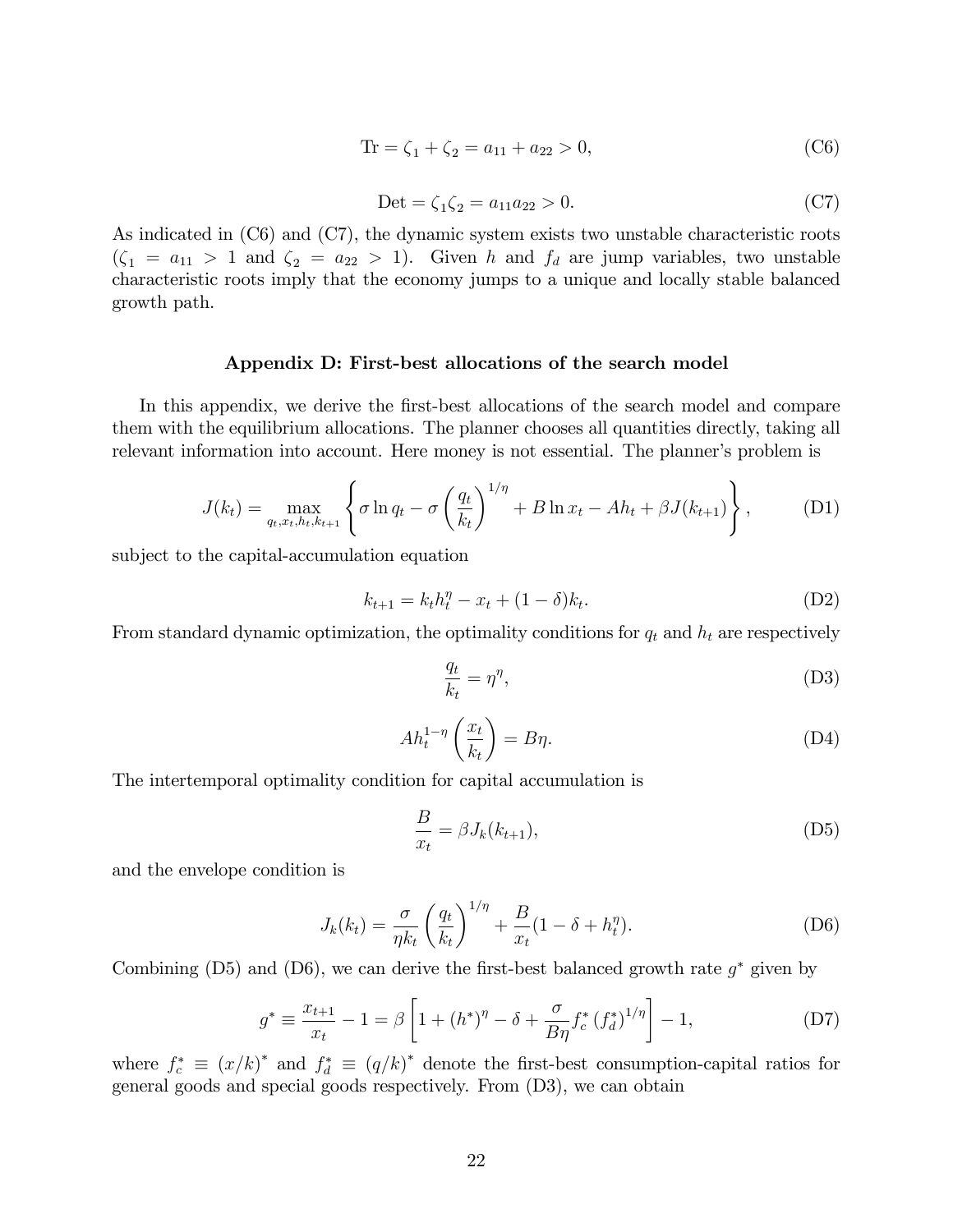$$\text{Tr} = \zeta_1 + \zeta_2 = a_{11} + a_{22} > 0, \tag{C6}$$

$$\text{Det} = \zeta_1 \zeta_2 = a_{11} a_{22} > 0. \tag{C7}$$

As indicated in (C6) and (C7), the dynamic system exists two unstable characteristic roots ($\zeta_1 = a_{11} > 1$ and $\zeta_2 = a_{22} > 1$). Given $h$ and $f_d$ are jump variables, two unstable characteristic roots imply that the economy jumps to a unique and locally stable balanced growth path.

## Appendix D: First-best allocations of the search model

In this appendix, we derive the first-best allocations of the search model and compare them with the equilibrium allocations. The planner chooses all quantities directly, taking all relevant information into account. Here money is not essential. The planner's problem is

$$J(k_t) = \max_{q_t, x_t, h_t, k_{t+1}} \left\{ \sigma \ln q_t - \sigma \left( \frac{q_t}{k_t} \right)^{1/\eta} + B \ln x_t - A h_t + \beta J(k_{t+1}) \right\}, \tag{D1}$$

subject to the capital-accumulation equation

$$k_{t+1} = k_t h_t^{\eta} - x_t + (1 - \delta) k_t. \tag{D2}$$

From standard dynamic optimization, the optimality conditions for $q_t$ and $h_t$ are respectively

$$\frac{q_t}{k_t} = \eta^{\eta}, \tag{D3}$$

$$A h_t^{1-\eta} \left( \frac{x_t}{k_t} \right) = B\eta. \tag{D4}$$

The intertemporal optimality condition for capital accumulation is

$$\frac{B}{x_t} = \beta J_k(k_{t+1}), \tag{D5}$$

and the envelope condition is

$$J_k(k_t) = \frac{\sigma}{\eta k_t} \left( \frac{q_t}{k_t} \right)^{1/\eta} + \frac{B}{x_t} (1 - \delta + h_t^{\eta}). \tag{D6}$$

Combining (D5) and (D6), we can derive the first-best balanced growth rate $g^*$ given by

$$g^* \equiv \frac{x_{t+1}}{x_t} - 1 = \beta \left[ 1 + (h^*)^{\eta} - \delta + \frac{\sigma}{B\eta} f_c^* \left( f_d^* \right)^{1/\eta} \right] - 1, \tag{D7}$$

where $f_c^* \equiv (x/k)^*$ and $f_d^* \equiv (q/k)^*$ denote the first-best consumption-capital ratios for general goods and special goods respectively. From (D3), we can obtain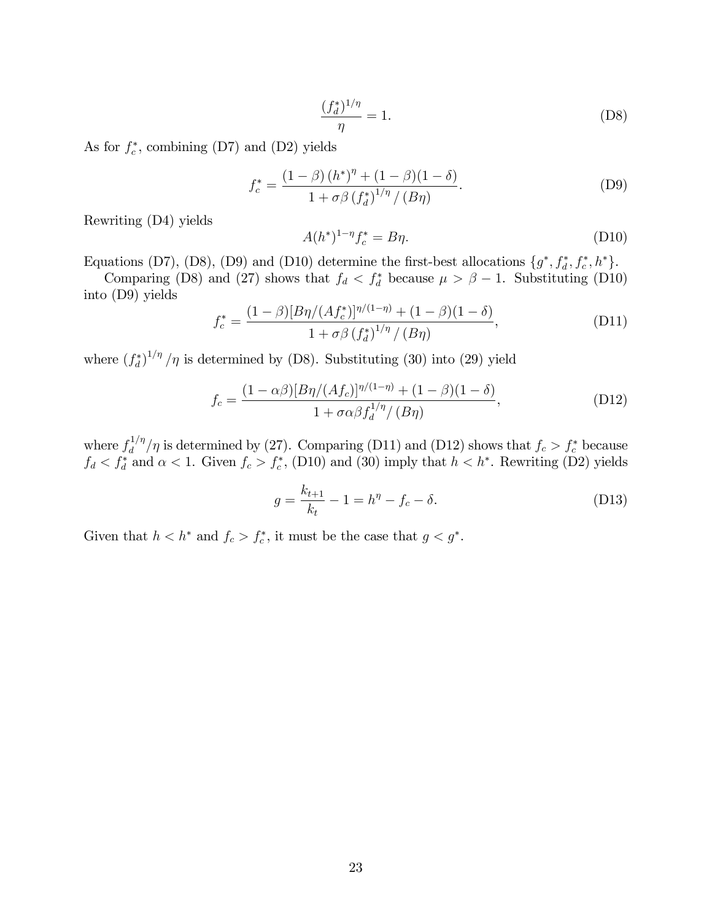$$\frac{(f_d^*)^{1/\eta}}{\eta} = 1. \tag{D8}$$

As for $f_c^*$, combining (D7) and (D2) yields

$$f_c^* = \frac{(1-\beta)(h^*)^{\eta} + (1-\beta)(1-\delta)}{1 + \sigma\beta (f_d^*)^{1/\eta} / (B\eta)}. \tag{D9}$$

Rewriting (D4) yields

$$A(h^*)^{1-\eta} f_c^* = B\eta. \tag{D10}$$

Equations (D7), (D8), (D9) and (D10) determine the first-best allocations $\{g^*, f_d^*, f_c^*, h^*\}$.

Comparing (D8) and (27) shows that $f_d < f_d^*$ because $\mu > \beta - 1$. Substituting (D10) into (D9) yields

$$f_c^* = \frac{(1-\beta)[B\eta/(Af_c^*)]^{\eta/(1-\eta)} + (1-\beta)(1-\delta)}{1 + \sigma\beta (f_d^*)^{1/\eta} / (B\eta)}, \tag{D11}$$

where $(f_d^*)^{1/\eta}/\eta$ is determined by (D8). Substituting (30) into (29) yield

$$f_c = \frac{(1-\alpha\beta)[B\eta/(Af_c)]^{\eta/(1-\eta)} + (1-\beta)(1-\delta)}{1 + \sigma\alpha\beta f_d^{1/\eta} / (B\eta)}, \tag{D12}$$

where $f_d^{1/\eta}/\eta$ is determined by (27). Comparing (D11) and (D12) shows that $f_c > f_c^*$ because $f_d < f_d^*$ and $\alpha < 1$. Given $f_c > f_c^*$, (D10) and (30) imply that $h < h^*$. Rewriting (D2) yields

$$g = \frac{k_{t+1}}{k_t} - 1 = h^{\eta} - f_c - \delta. \tag{D13}$$

Given that $h < h^*$ and $f_c > f_c^*$, it must be the case that $g < g^*$.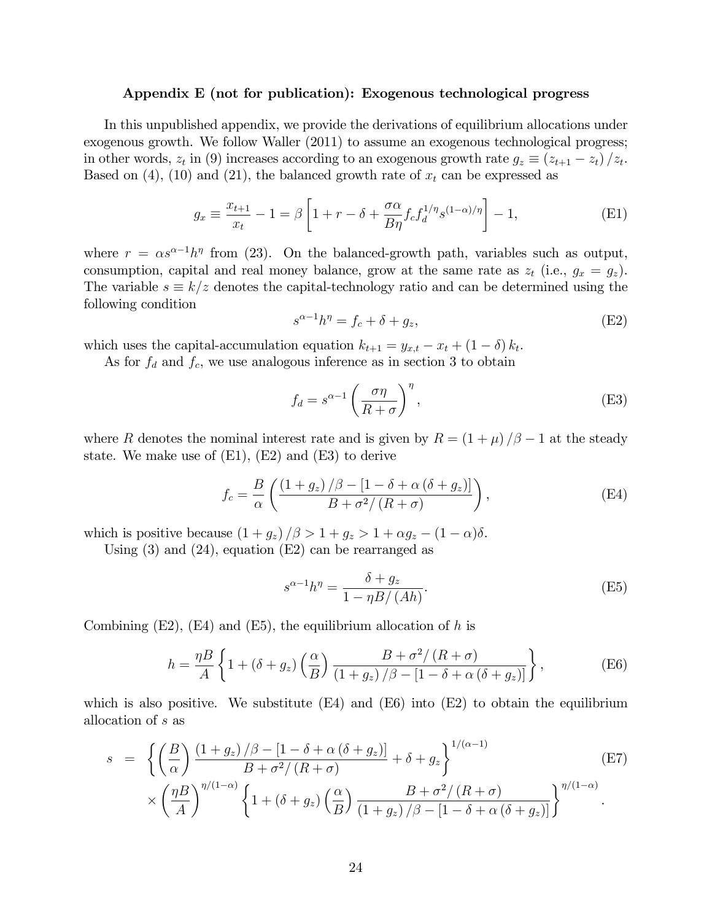### Appendix E (not for publication): Exogenous technological progress

In this unpublished appendix, we provide the derivations of equilibrium allocations under exogenous growth. We follow Waller (2011) to assume an exogenous technological progress; in other words, $z_t$ in (9) increases according to an exogenous growth rate $g_z \equiv (z_{t+1} - z_t)/z_t$. Based on (4), (10) and (21), the balanced growth rate of $x_t$ can be expressed as

$$g_x \equiv \frac{x_{t+1}}{x_t} - 1 = \beta \left[ 1 + r - \delta + \frac{\sigma\alpha}{B\eta} f_c f_d^{1/\eta} s^{(1-\alpha)/\eta} \right] - 1, \tag{E1}$$

where $r = \alpha s^{\alpha-1} h^{\eta}$ from (23). On the balanced-growth path, variables such as output, consumption, capital and real money balance, grow at the same rate as $z_t$ (i.e., $g_x = g_z$). The variable $s \equiv k/z$ denotes the capital-technology ratio and can be determined using the following condition

$$s^{\alpha-1} h^{\eta} = f_c + \delta + g_z, \tag{E2}$$

which uses the capital-accumulation equation $k_{t+1} = y_{x,t} - x_t + (1-\delta) k_t$.

As for $f_d$ and $f_c$, we use analogous inference as in section 3 to obtain

$$f_d = s^{\alpha-1} \left( \frac{\sigma\eta}{R+\sigma} \right)^{\eta}, \tag{E3}$$

where $R$ denotes the nominal interest rate and is given by $R = (1+\mu)/\beta - 1$ at the steady state. We make use of (E1), (E2) and (E3) to derive

$$f_c = \frac{B}{\alpha} \left( \frac{(1+g_z)/\beta - [1 - \delta + \alpha(\delta + g_z)]}{B + \sigma^2/(R+\sigma)} \right), \tag{E4}$$

which is positive because $(1+g_z)/\beta > 1 + g_z > 1 + \alpha g_z - (1-\alpha)\delta$.

Using (3) and (24), equation (E2) can be rearranged as

$$s^{\alpha-1} h^{\eta} = \frac{\delta + g_z}{1 - \eta B/(Ah)}. \tag{E5}$$

Combining (E2), (E4) and (E5), the equilibrium allocation of $h$ is

$$h = \frac{\eta B}{A} \left\{ 1 + (\delta + g_z) \left( \frac{\alpha}{B} \right) \frac{B + \sigma^2/(R+\sigma)}{(1+g_z)/\beta - [1 - \delta + \alpha(\delta + g_z)]} \right\}, \tag{E6}$$

which is also positive. We substitute (E4) and (E6) into (E2) to obtain the equilibrium allocation of $s$ as

$$\begin{aligned} s &= \left\{ \left( \frac{B}{\alpha} \right) \frac{(1+g_z)/\beta - [1 - \delta + \alpha(\delta + g_z)]}{B + \sigma^2/(R+\sigma)} + \delta + g_z \right\}^{1/(\alpha-1)} \\ &\quad \times \left( \frac{\eta B}{A} \right)^{\eta/(1-\alpha)} \left\{ 1 + (\delta + g_z) \left( \frac{\alpha}{B} \right) \frac{B + \sigma^2/(R+\sigma)}{(1+g_z)/\beta - [1 - \delta + \alpha(\delta + g_z)]} \right\}^{\eta/(1-\alpha)}. \end{aligned} \tag{E7}$$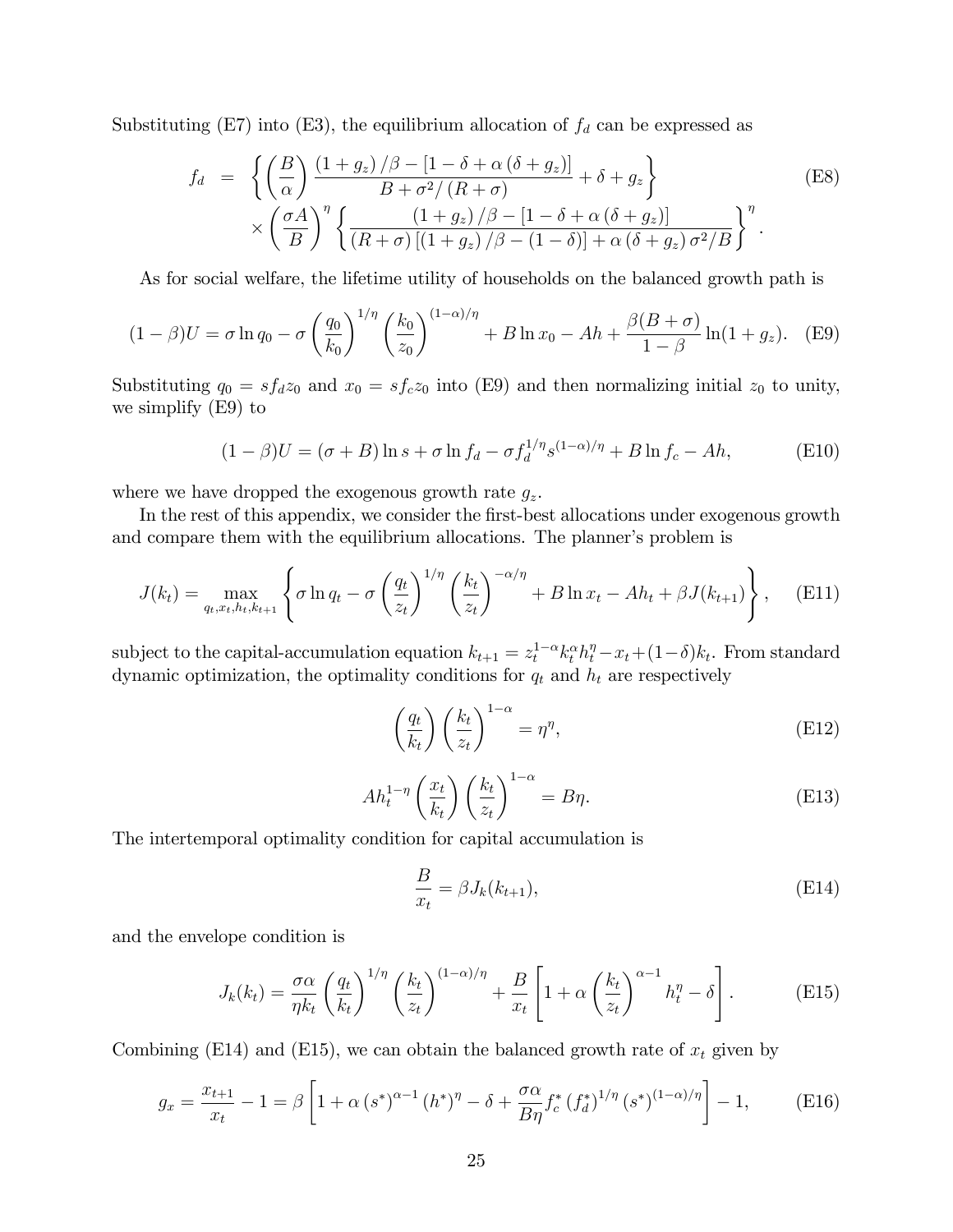Substituting (E7) into (E3), the equilibrium allocation of $f_d$ can be expressed as

$$
\begin{aligned}
f_d = & \left\{ \left( \frac{B}{\alpha} \right) \frac{(1+g_z)/\beta - [1-\delta+\alpha(\delta+g_z)]}{B + \sigma^2/(R+\sigma)} + \delta + g_z \right\} \\
& \times \left( \frac{\sigma A}{B} \right)^{\eta} \left\{ \frac{(1+g_z)/\beta - [1-\delta+\alpha(\delta+g_z)]}{(R+\sigma)[(1+g_z)/\beta - (1-\delta)] + \alpha(\delta+g_z)\sigma^2/B} \right\}^{\eta}.
\end{aligned}
\tag{E8}
$$

As for social welfare, the lifetime utility of households on the balanced growth path is

$$
(1-\beta)U = \sigma \ln q_0 - \sigma \left( \frac{q_0}{k_0} \right)^{1/\eta} \left( \frac{k_0}{z_0} \right)^{(1-\alpha)/\eta} + B \ln x_0 - Ah + \frac{\beta(B+\sigma)}{1-\beta} \ln(1+g_z). \tag{E9}
$$

Substituting $q_0 = sf_d z_0$ and $x_0 = sf_c z_0$ into (E9) and then normalizing initial $z_0$ to unity, we simplify (E9) to

$$
(1-\beta)U = (\sigma+B)\ln s + \sigma \ln f_d - \sigma f_d^{1/\eta} s^{(1-\alpha)/\eta} + B \ln f_c - Ah, \tag{E10}
$$

where we have dropped the exogenous growth rate $g_z$.

In the rest of this appendix, we consider the first-best allocations under exogenous growth and compare them with the equilibrium allocations. The planner's problem is

$$
J(k_t) = \max_{q_t, x_t, h_t, k_{t+1}} \left\{ \sigma \ln q_t - \sigma \left( \frac{q_t}{z_t} \right)^{1/\eta} \left( \frac{k_t}{z_t} \right)^{-\alpha/\eta} + B \ln x_t - Ah_t + \beta J(k_{t+1}) \right\}, \tag{E11}
$$

subject to the capital-accumulation equation $k_{t+1} = z_t^{1-\alpha} k_t^{\alpha} h_t^{\eta} - x_t + (1-\delta)k_t$. From standard dynamic optimization, the optimality conditions for $q_t$ and $h_t$ are respectively

$$
\left( \frac{q_t}{k_t} \right) \left( \frac{k_t}{z_t} \right)^{1-\alpha} = \eta^{\eta}, \tag{E12}
$$

$$
Ah_t^{1-\eta} \left( \frac{x_t}{k_t} \right) \left( \frac{k_t}{z_t} \right)^{1-\alpha} = B\eta. \tag{E13}
$$

The intertemporal optimality condition for capital accumulation is

$$
\frac{B}{x_t} = \beta J_k(k_{t+1}), \tag{E14}
$$

and the envelope condition is

$$
J_k(k_t) = \frac{\sigma\alpha}{\eta k_t} \left( \frac{q_t}{k_t} \right)^{1/\eta} \left( \frac{k_t}{z_t} \right)^{(1-\alpha)/\eta} + \frac{B}{x_t} \left[ 1 + \alpha \left( \frac{k_t}{z_t} \right)^{\alpha-1} h_t^{\eta} - \delta \right]. \tag{E15}
$$

Combining (E14) and (E15), we can obtain the balanced growth rate of $x_t$ given by

$$
g_x = \frac{x_{t+1}}{x_t} - 1 = \beta \left[ 1 + \alpha (s^*)^{\alpha-1} (h^*)^{\eta} - \delta + \frac{\sigma\alpha}{B\eta} f_c^* (f_d^*)^{1/\eta} (s^*)^{(1-\alpha)/\eta} \right] - 1, \tag{E16}
$$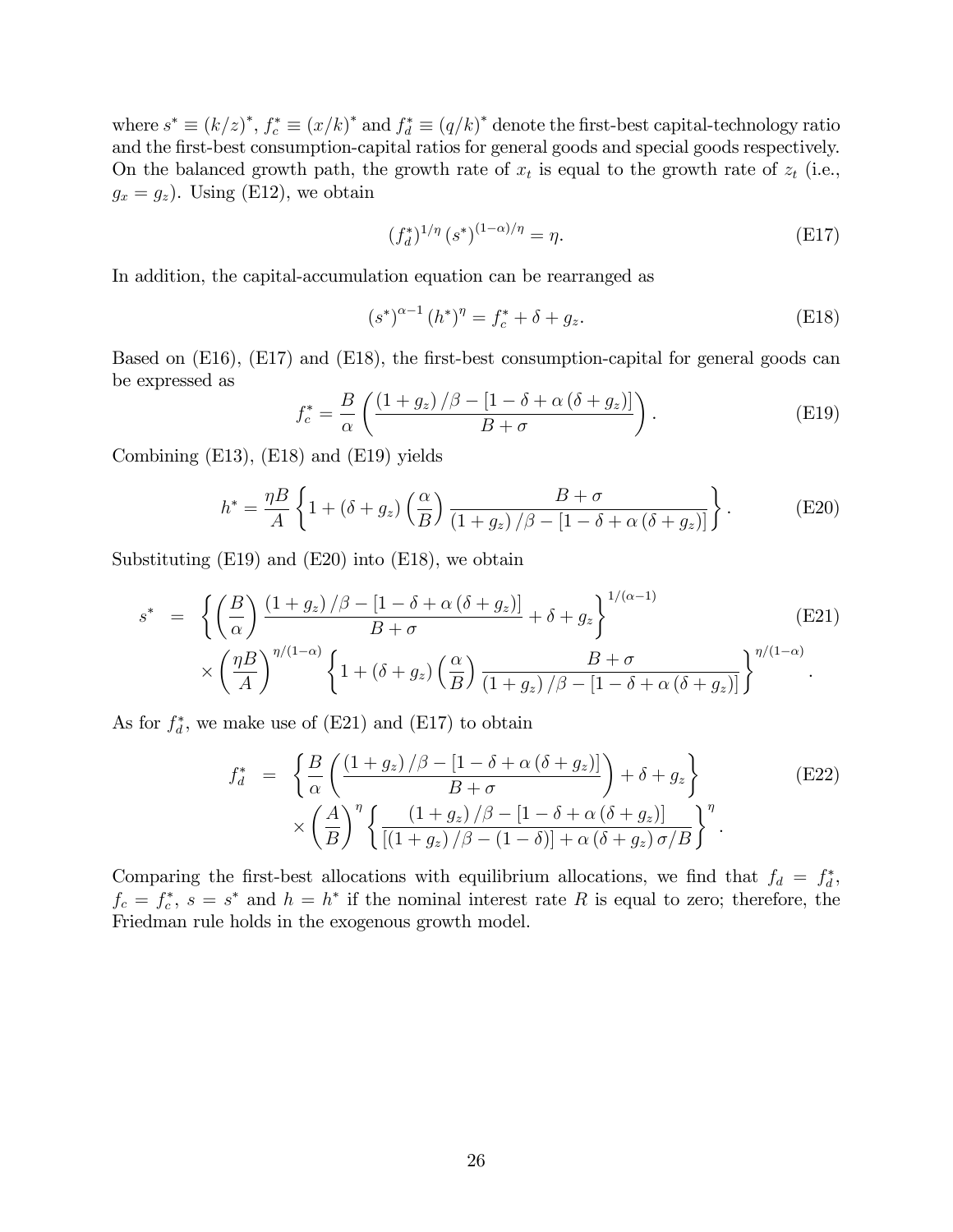where $s^* \equiv (k/z)^*$, $f_c^* \equiv (x/k)^*$ and $f_d^* \equiv (q/k)^*$ denote the first-best capital-technology ratio and the first-best consumption-capital ratios for general goods and special goods respectively. On the balanced growth path, the growth rate of $x_t$ is equal to the growth rate of $z_t$ (i.e., $g_x = g_z$). Using (E12), we obtain

$$(f_d^*)^{1/\eta} (s^*)^{(1-\alpha)/\eta} = \eta. \tag{E17}$$

In addition, the capital-accumulation equation can be rearranged as

$$(s^*)^{\alpha-1} (h^*)^{\eta} = f_c^* + \delta + g_z. \tag{E18}$$

Based on (E16), (E17) and (E18), the first-best consumption-capital for general goods can be expressed as

$$f_c^* = \frac{B}{\alpha} \left( \frac{(1+g_z)/\beta - [1 - \delta + \alpha(\delta + g_z)]}{B + \sigma} \right). \tag{E19}$$

Combining (E13), (E18) and (E19) yields

$$h^* = \frac{\eta B}{A} \left\{ 1 + (\delta + g_z) \left( \frac{\alpha}{B} \right) \frac{B + \sigma}{(1+g_z)/\beta - [1 - \delta + \alpha(\delta + g_z)]} \right\}. \tag{E20}$$

Substituting (E19) and (E20) into (E18), we obtain

$$\begin{aligned} s^* &= \left\{ \left( \frac{B}{\alpha} \right) \frac{(1+g_z)/\beta - [1 - \delta + \alpha(\delta + g_z)]}{B + \sigma} + \delta + g_z \right\}^{1/(\alpha-1)} \\ &\quad \times \left( \frac{\eta B}{A} \right)^{\eta/(1-\alpha)} \left\{ 1 + (\delta + g_z) \left( \frac{\alpha}{B} \right) \frac{B + \sigma}{(1+g_z)/\beta - [1 - \delta + \alpha(\delta + g_z)]} \right\}^{\eta/(1-\alpha)}. \end{aligned} \tag{E21}$$

As for $f_d^*$, we make use of (E21) and (E17) to obtain

$$\begin{aligned} f_d^* &= \left\{ \frac{B}{\alpha} \left( \frac{(1+g_z)/\beta - [1 - \delta + \alpha(\delta + g_z)]}{B + \sigma} \right) + \delta + g_z \right\} \\ &\quad \times \left( \frac{A}{B} \right)^{\eta} \left\{ \frac{(1+g_z)/\beta - [1 - \delta + \alpha(\delta + g_z)]}{[(1+g_z)/\beta - (1-\delta)] + \alpha(\delta + g_z)\sigma/B} \right\}^{\eta}. \end{aligned} \tag{E22}$$

Comparing the first-best allocations with equilibrium allocations, we find that $f_d = f_d^*$, $f_c = f_c^*$, $s = s^*$ and $h = h^*$ if the nominal interest rate $R$ is equal to zero; therefore, the Friedman rule holds in the exogenous growth model.